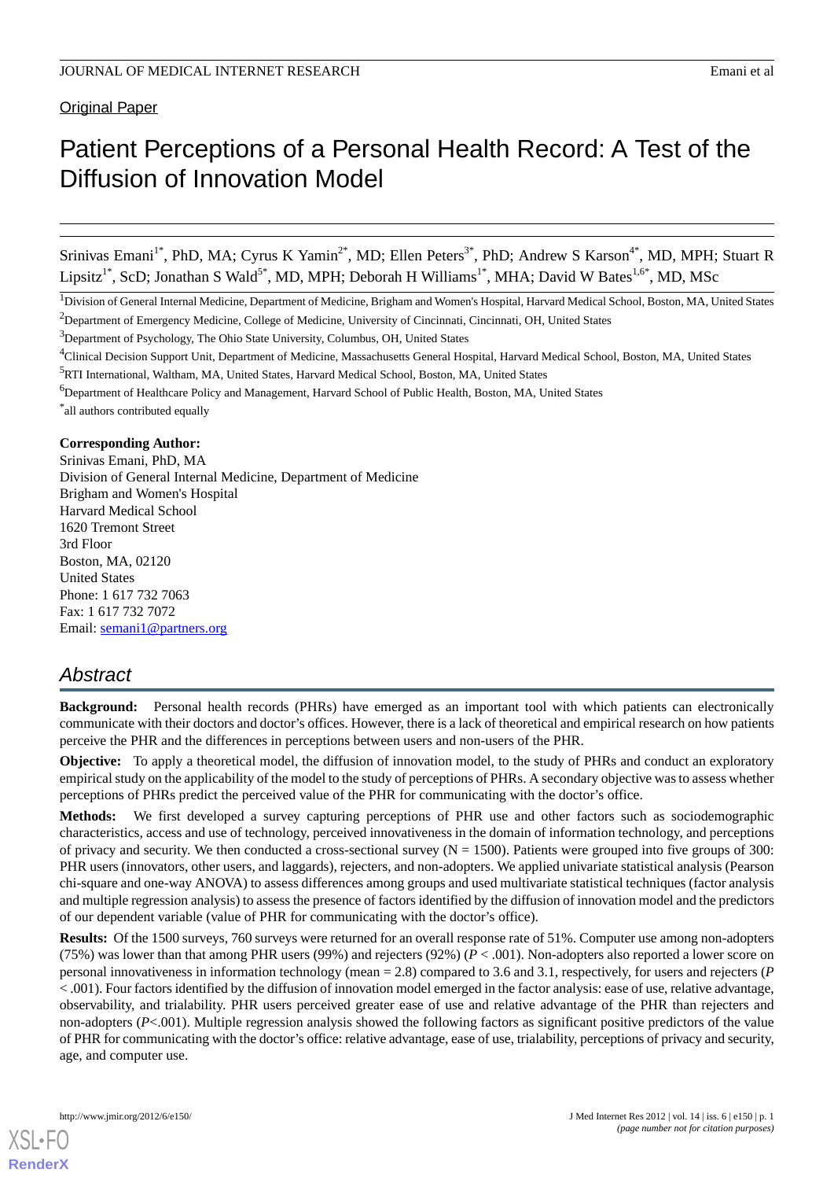Original Paper

# Patient Perceptions of a Personal Health Record: A Test of the Diffusion of Innovation Model

Srinivas Emani[1*], PhD, MA; Cyrus K Yamin[2*], MD; Ellen Peters[3*], PhD; Andrew S Karson[4*], MD, MPH; Stuart R Lipsitz[1*], ScD; Jonathan S Wald[5*], MD, MPH; Deborah H Williams[1*], MHA; David W Bates[1,6*], MD, MSc

[1]Division of General Internal Medicine, Department of Medicine, Brigham and Women's Hospital, Harvard Medical School, Boston, MA, United States

[2]Department of Emergency Medicine, College of Medicine, University of Cincinnati, Cincinnati, OH, United States

[3]Department of Psychology, The Ohio State University, Columbus, OH, United States

[4]Clinical Decision Support Unit, Department of Medicine, Massachusetts General Hospital, Harvard Medical School, Boston, MA, United States

[5]RTI International, Waltham, MA, United States, Harvard Medical School, Boston, MA, United States

[6]Department of Healthcare Policy and Management, Harvard School of Public Health, Boston, MA, United States

[*]all authors contributed equally

**Corresponding Author:**
Srinivas Emani, PhD, MA
Division of General Internal Medicine, Department of Medicine
Brigham and Women's Hospital
Harvard Medical School
1620 Tremont Street
3rd Floor
Boston, MA, 02120
United States
Phone: 1 617 732 7063
Fax: 1 617 732 7072
Email: semani1@partners.org

## Abstract

**Background:** Personal health records (PHRs) have emerged as an important tool with which patients can electronically communicate with their doctors and doctor's offices. However, there is a lack of theoretical and empirical research on how patients perceive the PHR and the differences in perceptions between users and non-users of the PHR.

**Objective:** To apply a theoretical model, the diffusion of innovation model, to the study of PHRs and conduct an exploratory empirical study on the applicability of the model to the study of perceptions of PHRs. A secondary objective was to assess whether perceptions of PHRs predict the perceived value of the PHR for communicating with the doctor's office.

**Methods:** We first developed a survey capturing perceptions of PHR use and other factors such as sociodemographic characteristics, access and use of technology, perceived innovativeness in the domain of information technology, and perceptions of privacy and security. We then conducted a cross-sectional survey (N = 1500). Patients were grouped into five groups of 300: PHR users (innovators, other users, and laggards), rejecters, and non-adopters. We applied univariate statistical analysis (Pearson chi-square and one-way ANOVA) to assess differences among groups and used multivariate statistical techniques (factor analysis and multiple regression analysis) to assess the presence of factors identified by the diffusion of innovation model and the predictors of our dependent variable (value of PHR for communicating with the doctor's office).

**Results:** Of the 1500 surveys, 760 surveys were returned for an overall response rate of 51%. Computer use among non-adopters (75%) was lower than that among PHR users (99%) and rejecters (92%) ($P < .001$). Non-adopters also reported a lower score on personal innovativeness in information technology (mean = 2.8) compared to 3.6 and 3.1, respectively, for users and rejecters ($P < .001$). Four factors identified by the diffusion of innovation model emerged in the factor analysis: ease of use, relative advantage, observability, and trialability. PHR users perceived greater ease of use and relative advantage of the PHR than rejecters and non-adopters ($P<.001$). Multiple regression analysis showed the following factors as significant positive predictors of the value of PHR for communicating with the doctor's office: relative advantage, ease of use, trialability, perceptions of privacy and security, age, and computer use.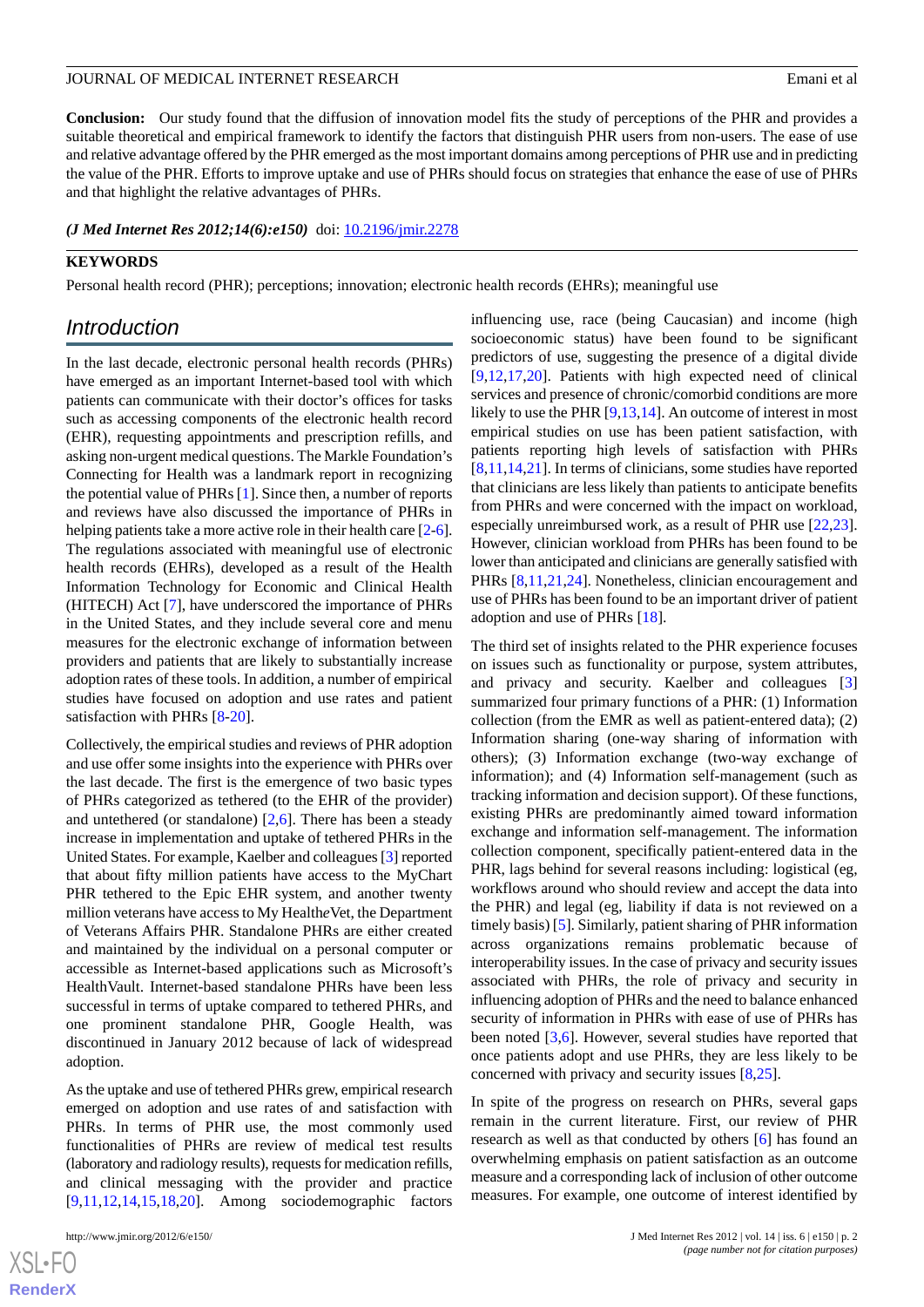**Conclusion:** Our study found that the diffusion of innovation model fits the study of perceptions of the PHR and provides a suitable theoretical and empirical framework to identify the factors that distinguish PHR users from non-users. The ease of use and relative advantage offered by the PHR emerged as the most important domains among perceptions of PHR use and in predicting the value of the PHR. Efforts to improve uptake and use of PHRs should focus on strategies that enhance the ease of use of PHRs and that highlight the relative advantages of PHRs.

***(J Med Internet Res 2012;14(6):e150)*** doi: 10.2196/jmir.2278

**KEYWORDS**

Personal health record (PHR); perceptions; innovation; electronic health records (EHRs); meaningful use

## Introduction

In the last decade, electronic personal health records (PHRs) have emerged as an important Internet-based tool with which patients can communicate with their doctor's offices for tasks such as accessing components of the electronic health record (EHR), requesting appointments and prescription refills, and asking non-urgent medical questions. The Markle Foundation's Connecting for Health was a landmark report in recognizing the potential value of PHRs [1]. Since then, a number of reports and reviews have also discussed the importance of PHRs in helping patients take a more active role in their health care [2-6]. The regulations associated with meaningful use of electronic health records (EHRs), developed as a result of the Health Information Technology for Economic and Clinical Health (HITECH) Act [7], have underscored the importance of PHRs in the United States, and they include several core and menu measures for the electronic exchange of information between providers and patients that are likely to substantially increase adoption rates of these tools. In addition, a number of empirical studies have focused on adoption and use rates and patient satisfaction with PHRs [8-20].

Collectively, the empirical studies and reviews of PHR adoption and use offer some insights into the experience with PHRs over the last decade. The first is the emergence of two basic types of PHRs categorized as tethered (to the EHR of the provider) and untethered (or standalone) [2,6]. There has been a steady increase in implementation and uptake of tethered PHRs in the United States. For example, Kaelber and colleagues [3] reported that about fifty million patients have access to the MyChart PHR tethered to the Epic EHR system, and another twenty million veterans have access to My Health*e*Vet, the Department of Veterans Affairs PHR. Standalone PHRs are either created and maintained by the individual on a personal computer or accessible as Internet-based applications such as Microsoft's HealthVault. Internet-based standalone PHRs have been less successful in terms of uptake compared to tethered PHRs, and one prominent standalone PHR, Google Health, was discontinued in January 2012 because of lack of widespread adoption.

As the uptake and use of tethered PHRs grew, empirical research emerged on adoption and use rates of and satisfaction with PHRs. In terms of PHR use, the most commonly used functionalities of PHRs are review of medical test results (laboratory and radiology results), requests for medication refills, and clinical messaging with the provider and practice [9,11,12,14,15,18,20]. Among sociodemographic factors influencing use, race (being Caucasian) and income (high socioeconomic status) have been found to be significant predictors of use, suggesting the presence of a digital divide [9,12,17,20]. Patients with high expected need of clinical services and presence of chronic/comorbid conditions are more likely to use the PHR [9,13,14]. An outcome of interest in most empirical studies on use has been patient satisfaction, with patients reporting high levels of satisfaction with PHRs [8,11,14,21]. In terms of clinicians, some studies have reported that clinicians are less likely than patients to anticipate benefits from PHRs and were concerned with the impact on workload, especially unreimbursed work, as a result of PHR use [22,23]. However, clinician workload from PHRs has been found to be lower than anticipated and clinicians are generally satisfied with PHRs [8,11,21,24]. Nonetheless, clinician encouragement and use of PHRs has been found to be an important driver of patient adoption and use of PHRs [18].

The third set of insights related to the PHR experience focuses on issues such as functionality or purpose, system attributes, and privacy and security. Kaelber and colleagues [3] summarized four primary functions of a PHR: (1) Information collection (from the EMR as well as patient-entered data); (2) Information sharing (one-way sharing of information with others); (3) Information exchange (two-way exchange of information); and (4) Information self-management (such as tracking information and decision support). Of these functions, existing PHRs are predominantly aimed toward information exchange and information self-management. The information collection component, specifically patient-entered data in the PHR, lags behind for several reasons including: logistical (eg, workflows around who should review and accept the data into the PHR) and legal (eg, liability if data is not reviewed on a timely basis) [5]. Similarly, patient sharing of PHR information across organizations remains problematic because of interoperability issues. In the case of privacy and security issues associated with PHRs, the role of privacy and security in influencing adoption of PHRs and the need to balance enhanced security of information in PHRs with ease of use of PHRs has been noted [3,6]. However, several studies have reported that once patients adopt and use PHRs, they are less likely to be concerned with privacy and security issues [8,25].

In spite of the progress on research on PHRs, several gaps remain in the current literature. First, our review of PHR research as well as that conducted by others [6] has found an overwhelming emphasis on patient satisfaction as an outcome measure and a corresponding lack of inclusion of other outcome measures. For example, one outcome of interest identified by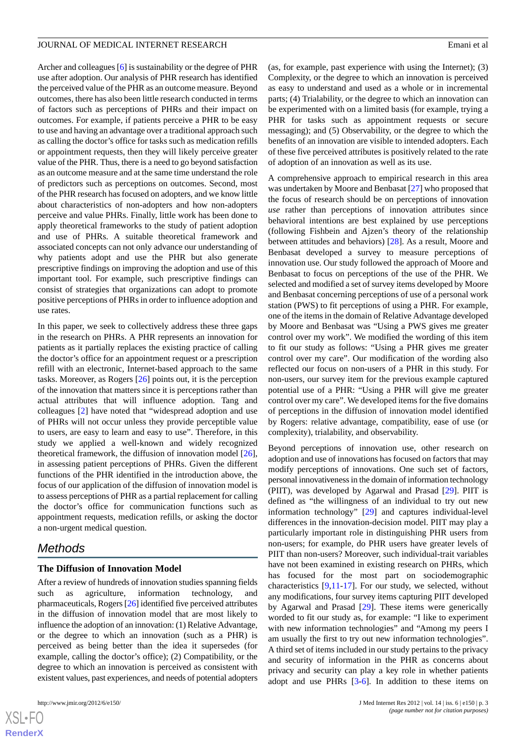Archer and colleagues [6] is sustainability or the degree of PHR use after adoption. Our analysis of PHR research has identified the perceived value of the PHR as an outcome measure. Beyond outcomes, there has also been little research conducted in terms of factors such as perceptions of PHRs and their impact on outcomes. For example, if patients perceive a PHR to be easy to use and having an advantage over a traditional approach such as calling the doctor's office for tasks such as medication refills or appointment requests, then they will likely perceive greater value of the PHR. Thus, there is a need to go beyond satisfaction as an outcome measure and at the same time understand the role of predictors such as perceptions on outcomes. Second, most of the PHR research has focused on adopters, and we know little about characteristics of non-adopters and how non-adopters perceive and value PHRs. Finally, little work has been done to apply theoretical frameworks to the study of patient adoption and use of PHRs. A suitable theoretical framework and associated concepts can not only advance our understanding of why patients adopt and use the PHR but also generate prescriptive findings on improving the adoption and use of this important tool. For example, such prescriptive findings can consist of strategies that organizations can adopt to promote positive perceptions of PHRs in order to influence adoption and use rates.

In this paper, we seek to collectively address these three gaps in the research on PHRs. A PHR represents an innovation for patients as it partially replaces the existing practice of calling the doctor's office for an appointment request or a prescription refill with an electronic, Internet-based approach to the same tasks. Moreover, as Rogers [26] points out, it is the perception of the innovation that matters since it is perceptions rather than actual attributes that will influence adoption. Tang and colleagues [2] have noted that "widespread adoption and use of PHRs will not occur unless they provide perceptible value to users, are easy to learn and easy to use". Therefore, in this study we applied a well-known and widely recognized theoretical framework, the diffusion of innovation model [26], in assessing patient perceptions of PHRs. Given the different functions of the PHR identified in the introduction above, the focus of our application of the diffusion of innovation model is to assess perceptions of PHR as a partial replacement for calling the doctor's office for communication functions such as appointment requests, medication refills, or asking the doctor a non-urgent medical question.

## Methods

### The Diffusion of Innovation Model

After a review of hundreds of innovation studies spanning fields such as agriculture, information technology, and pharmaceuticals, Rogers [26] identified five perceived attributes in the diffusion of innovation model that are most likely to influence the adoption of an innovation: (1) Relative Advantage, or the degree to which an innovation (such as a PHR) is perceived as being better than the idea it supersedes (for example, calling the doctor's office); (2) Compatibility, or the degree to which an innovation is perceived as consistent with existent values, past experiences, and needs of potential adopters (as, for example, past experience with using the Internet); (3) Complexity, or the degree to which an innovation is perceived as easy to understand and used as a whole or in incremental parts; (4) Trialability, or the degree to which an innovation can be experimented with on a limited basis (for example, trying a PHR for tasks such as appointment requests or secure messaging); and (5) Observability, or the degree to which the benefits of an innovation are visible to intended adopters. Each of these five perceived attributes is positively related to the rate of adoption of an innovation as well as its use.

A comprehensive approach to empirical research in this area was undertaken by Moore and Benbasat [27] who proposed that the focus of research should be on perceptions of innovation *use* rather than perceptions of innovation attributes since behavioral intentions are best explained by use perceptions (following Fishbein and Ajzen's theory of the relationship between attitudes and behaviors) [28]. As a result, Moore and Benbasat developed a survey to measure perceptions of innovation use. Our study followed the approach of Moore and Benbasat to focus on perceptions of the use of the PHR. We selected and modified a set of survey items developed by Moore and Benbasat concerning perceptions of use of a personal work station (PWS) to fit perceptions of using a PHR. For example, one of the items in the domain of Relative Advantage developed by Moore and Benbasat was "Using a PWS gives me greater control over my work". We modified the wording of this item to fit our study as follows: "Using a PHR gives me greater control over my care". Our modification of the wording also reflected our focus on non-users of a PHR in this study. For non-users, our survey item for the previous example captured potential use of a PHR: "Using a PHR will give me greater control over my care". We developed items for the five domains of perceptions in the diffusion of innovation model identified by Rogers: relative advantage, compatibility, ease of use (or complexity), trialability, and observability.

Beyond perceptions of innovation use, other research on adoption and use of innovations has focused on factors that may modify perceptions of innovations. One such set of factors, personal innovativeness in the domain of information technology (PIIT), was developed by Agarwal and Prasad [29]. PIIT is defined as "the willingness of an individual to try out new information technology" [29] and captures individual-level differences in the innovation-decision model. PIIT may play a particularly important role in distinguishing PHR users from non-users; for example, do PHR users have greater levels of PIIT than non-users? Moreover, such individual-trait variables have not been examined in existing research on PHRs, which has focused for the most part on sociodemographic characteristics [9,11-17]. For our study, we selected, without any modifications, four survey items capturing PIIT developed by Agarwal and Prasad [29]. These items were generically worded to fit our study as, for example: "I like to experiment with new information technologies" and "Among my peers I am usually the first to try out new information technologies". A third set of items included in our study pertains to the privacy and security of information in the PHR as concerns about privacy and security can play a key role in whether patients adopt and use PHRs [3-6]. In addition to these items on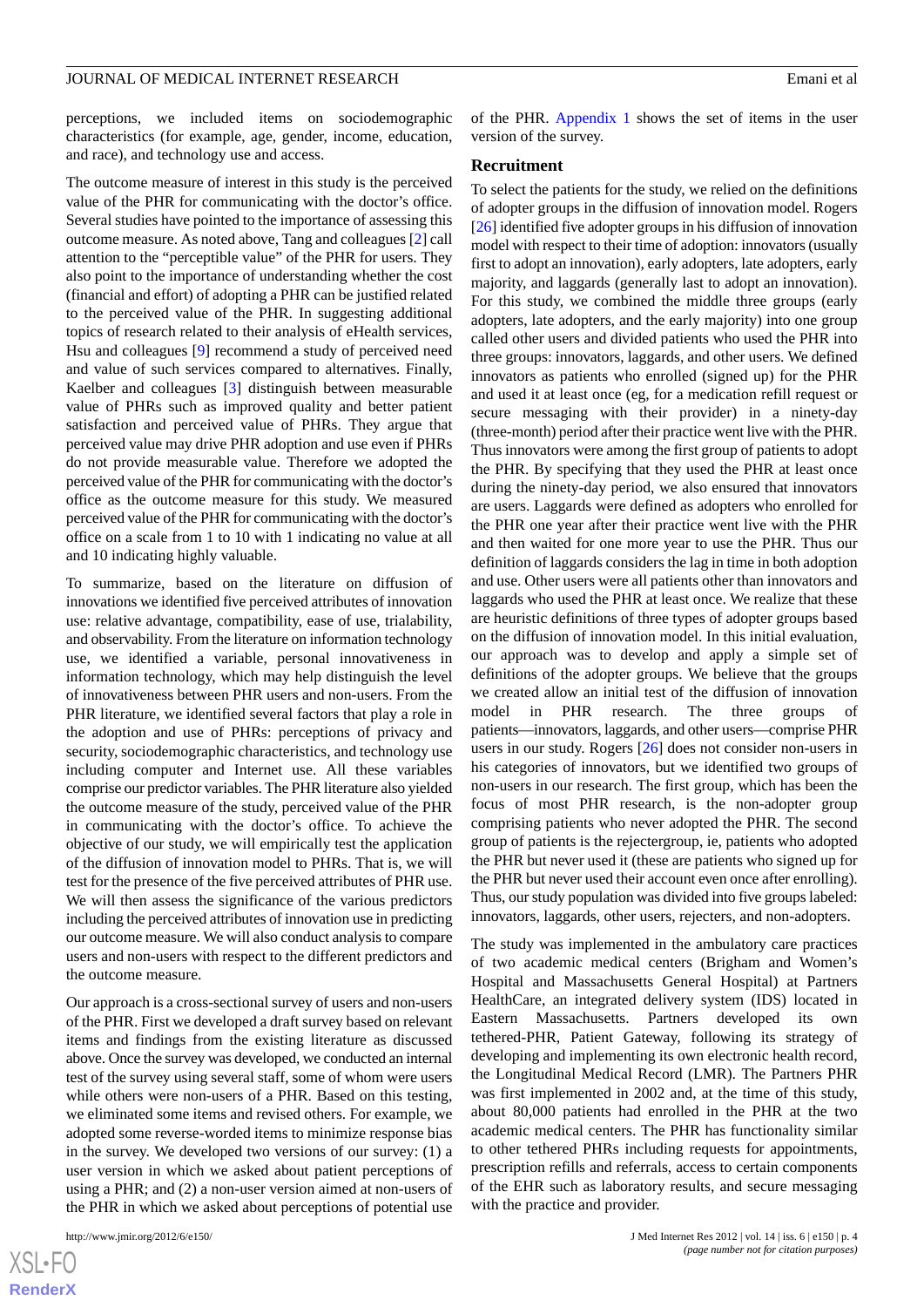perceptions, we included items on sociodemographic characteristics (for example, age, gender, income, education, and race), and technology use and access.

The outcome measure of interest in this study is the perceived value of the PHR for communicating with the doctor's office. Several studies have pointed to the importance of assessing this outcome measure. As noted above, Tang and colleagues [2] call attention to the "perceptible value" of the PHR for users. They also point to the importance of understanding whether the cost (financial and effort) of adopting a PHR can be justified related to the perceived value of the PHR. In suggesting additional topics of research related to their analysis of eHealth services, Hsu and colleagues [9] recommend a study of perceived need and value of such services compared to alternatives. Finally, Kaelber and colleagues [3] distinguish between measurable value of PHRs such as improved quality and better patient satisfaction and perceived value of PHRs. They argue that perceived value may drive PHR adoption and use even if PHRs do not provide measurable value. Therefore we adopted the perceived value of the PHR for communicating with the doctor's office as the outcome measure for this study. We measured perceived value of the PHR for communicating with the doctor's office on a scale from 1 to 10 with 1 indicating no value at all and 10 indicating highly valuable.

To summarize, based on the literature on diffusion of innovations we identified five perceived attributes of innovation use: relative advantage, compatibility, ease of use, trialability, and observability. From the literature on information technology use, we identified a variable, personal innovativeness in information technology, which may help distinguish the level of innovativeness between PHR users and non-users. From the PHR literature, we identified several factors that play a role in the adoption and use of PHRs: perceptions of privacy and security, sociodemographic characteristics, and technology use including computer and Internet use. All these variables comprise our predictor variables. The PHR literature also yielded the outcome measure of the study, perceived value of the PHR in communicating with the doctor's office. To achieve the objective of our study, we will empirically test the application of the diffusion of innovation model to PHRs. That is, we will test for the presence of the five perceived attributes of PHR use. We will then assess the significance of the various predictors including the perceived attributes of innovation use in predicting our outcome measure. We will also conduct analysis to compare users and non-users with respect to the different predictors and the outcome measure.

Our approach is a cross-sectional survey of users and non-users of the PHR. First we developed a draft survey based on relevant items and findings from the existing literature as discussed above. Once the survey was developed, we conducted an internal test of the survey using several staff, some of whom were users while others were non-users of a PHR. Based on this testing, we eliminated some items and revised others. For example, we adopted some reverse-worded items to minimize response bias in the survey. We developed two versions of our survey: (1) a user version in which we asked about patient perceptions of using a PHR; and (2) a non-user version aimed at non-users of the PHR in which we asked about perceptions of potential use of the PHR. Appendix 1 shows the set of items in the user version of the survey.

## Recruitment

To select the patients for the study, we relied on the definitions of adopter groups in the diffusion of innovation model. Rogers [26] identified five adopter groups in his diffusion of innovation model with respect to their time of adoption: innovators (usually first to adopt an innovation), early adopters, late adopters, early majority, and laggards (generally last to adopt an innovation). For this study, we combined the middle three groups (early adopters, late adopters, and the early majority) into one group called other users and divided patients who used the PHR into three groups: innovators, laggards, and other users. We defined innovators as patients who enrolled (signed up) for the PHR and used it at least once (eg, for a medication refill request or secure messaging with their provider) in a ninety-day (three-month) period after their practice went live with the PHR. Thus innovators were among the first group of patients to adopt the PHR. By specifying that they used the PHR at least once during the ninety-day period, we also ensured that innovators are users. Laggards were defined as adopters who enrolled for the PHR one year after their practice went live with the PHR and then waited for one more year to use the PHR. Thus our definition of laggards considers the lag in time in both adoption and use. Other users were all patients other than innovators and laggards who used the PHR at least once. We realize that these are heuristic definitions of three types of adopter groups based on the diffusion of innovation model. In this initial evaluation, our approach was to develop and apply a simple set of definitions of the adopter groups. We believe that the groups we created allow an initial test of the diffusion of innovation model in PHR research. The three groups of patients—innovators, laggards, and other users—comprise PHR users in our study. Rogers [26] does not consider non-users in his categories of innovators, but we identified two groups of non-users in our research. The first group, which has been the focus of most PHR research, is the non-adopter group comprising patients who never adopted the PHR. The second group of patients is the rejectergroup, ie, patients who adopted the PHR but never used it (these are patients who signed up for the PHR but never used their account even once after enrolling). Thus, our study population was divided into five groups labeled: innovators, laggards, other users, rejecters, and non-adopters.

The study was implemented in the ambulatory care practices of two academic medical centers (Brigham and Women's Hospital and Massachusetts General Hospital) at Partners HealthCare, an integrated delivery system (IDS) located in Eastern Massachusetts. Partners developed its own tethered-PHR, Patient Gateway, following its strategy of developing and implementing its own electronic health record, the Longitudinal Medical Record (LMR). The Partners PHR was first implemented in 2002 and, at the time of this study, about 80,000 patients had enrolled in the PHR at the two academic medical centers. The PHR has functionality similar to other tethered PHRs including requests for appointments, prescription refills and referrals, access to certain components of the EHR such as laboratory results, and secure messaging with the practice and provider.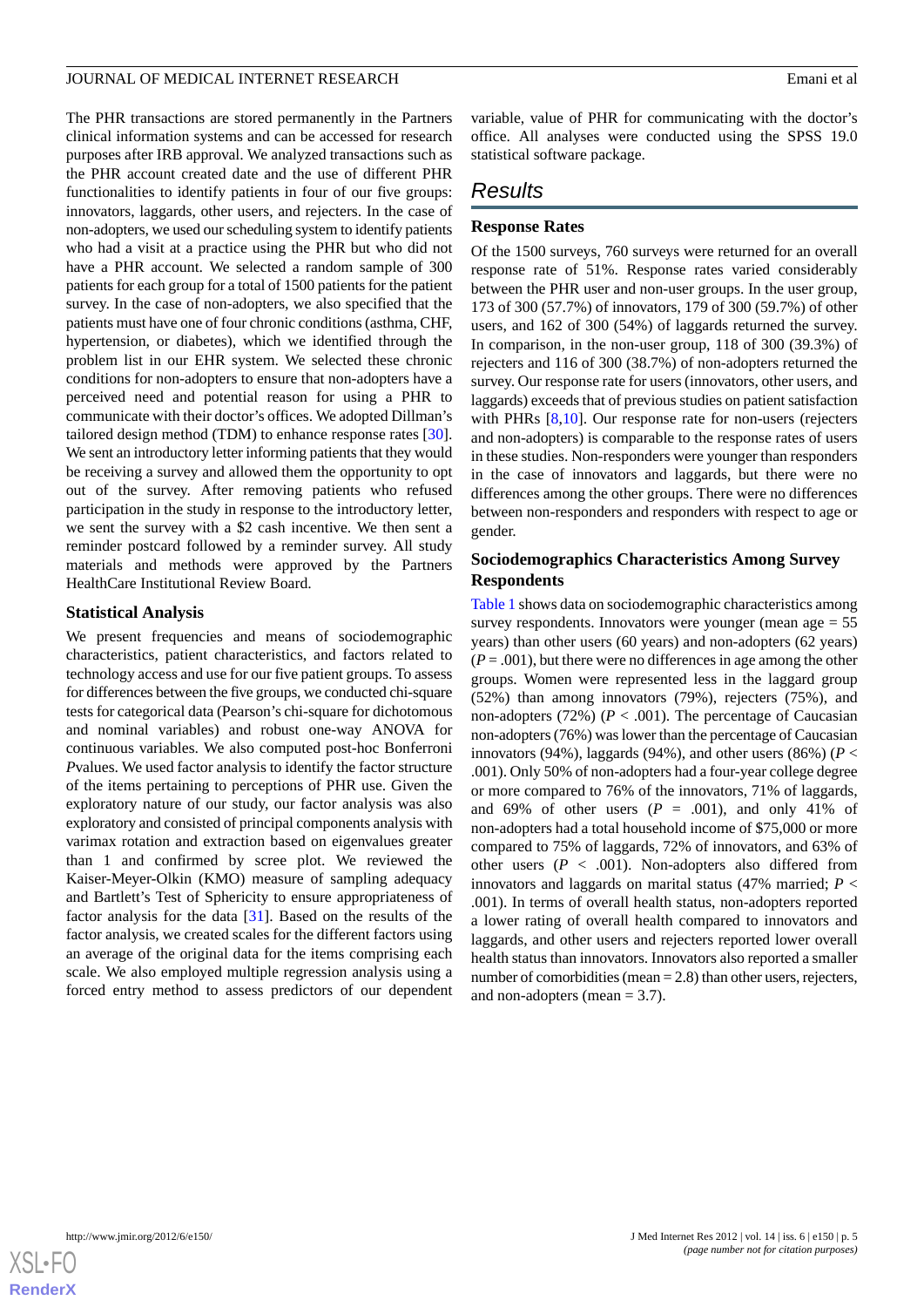The PHR transactions are stored permanently in the Partners clinical information systems and can be accessed for research purposes after IRB approval. We analyzed transactions such as the PHR account created date and the use of different PHR functionalities to identify patients in four of our five groups: innovators, laggards, other users, and rejecters. In the case of non-adopters, we used our scheduling system to identify patients who had a visit at a practice using the PHR but who did not have a PHR account. We selected a random sample of 300 patients for each group for a total of 1500 patients for the patient survey. In the case of non-adopters, we also specified that the patients must have one of four chronic conditions (asthma, CHF, hypertension, or diabetes), which we identified through the problem list in our EHR system. We selected these chronic conditions for non-adopters to ensure that non-adopters have a perceived need and potential reason for using a PHR to communicate with their doctor's offices. We adopted Dillman's tailored design method (TDM) to enhance response rates [30]. We sent an introductory letter informing patients that they would be receiving a survey and allowed them the opportunity to opt out of the survey. After removing patients who refused participation in the study in response to the introductory letter, we sent the survey with a $2 cash incentive. We then sent a reminder postcard followed by a reminder survey. All study materials and methods were approved by the Partners HealthCare Institutional Review Board.

### Statistical Analysis

We present frequencies and means of sociodemographic characteristics, patient characteristics, and factors related to technology access and use for our five patient groups. To assess for differences between the five groups, we conducted chi-square tests for categorical data (Pearson's chi-square for dichotomous and nominal variables) and robust one-way ANOVA for continuous variables. We also computed post-hoc Bonferroni *P* values. We used factor analysis to identify the factor structure of the items pertaining to perceptions of PHR use. Given the exploratory nature of our study, our factor analysis was also exploratory and consisted of principal components analysis with varimax rotation and extraction based on eigenvalues greater than 1 and confirmed by scree plot. We reviewed the Kaiser-Meyer-Olkin (KMO) measure of sampling adequacy and Bartlett's Test of Sphericity to ensure appropriateness of factor analysis for the data [31]. Based on the results of the factor analysis, we created scales for the different factors using an average of the original data for the items comprising each scale. We also employed multiple regression analysis using a forced entry method to assess predictors of our dependent variable, value of PHR for communicating with the doctor's office. All analyses were conducted using the SPSS 19.0 statistical software package.

## Results

### Response Rates

Of the 1500 surveys, 760 surveys were returned for an overall response rate of 51%. Response rates varied considerably between the PHR user and non-user groups. In the user group, 173 of 300 (57.7%) of innovators, 179 of 300 (59.7%) of other users, and 162 of 300 (54%) of laggards returned the survey. In comparison, in the non-user group, 118 of 300 (39.3%) of rejecters and 116 of 300 (38.7%) of non-adopters returned the survey. Our response rate for users (innovators, other users, and laggards) exceeds that of previous studies on patient satisfaction with PHRs [8,10]. Our response rate for non-users (rejecters and non-adopters) is comparable to the response rates of users in these studies. Non-responders were younger than responders in the case of innovators and laggards, but there were no differences among the other groups. There were no differences between non-responders and responders with respect to age or gender.

### Sociodemographics Characteristics Among Survey Respondents

Table 1 shows data on sociodemographic characteristics among survey respondents. Innovators were younger (mean age = 55 years) than other users (60 years) and non-adopters (62 years) ($P = .001$), but there were no differences in age among the other groups. Women were represented less in the laggard group (52%) than among innovators (79%), rejecters (75%), and non-adopters (72%) ($P < .001$). The percentage of Caucasian non-adopters (76%) was lower than the percentage of Caucasian innovators (94%), laggards (94%), and other users (86%) ($P < .001$). Only 50% of non-adopters had a four-year college degree or more compared to 76% of the innovators, 71% of laggards, and 69% of other users ($P = .001$), and only 41% of non-adopters had a total household income of $75,000 or more compared to 75% of laggards, 72% of innovators, and 63% of other users ($P < .001$). Non-adopters also differed from innovators and laggards on marital status (47% married; $P < .001$). In terms of overall health status, non-adopters reported a lower rating of overall health compared to innovators and laggards, and other users and rejecters reported lower overall health status than innovators. Innovators also reported a smaller number of comorbidities (mean = 2.8) than other users, rejecters, and non-adopters (mean = 3.7).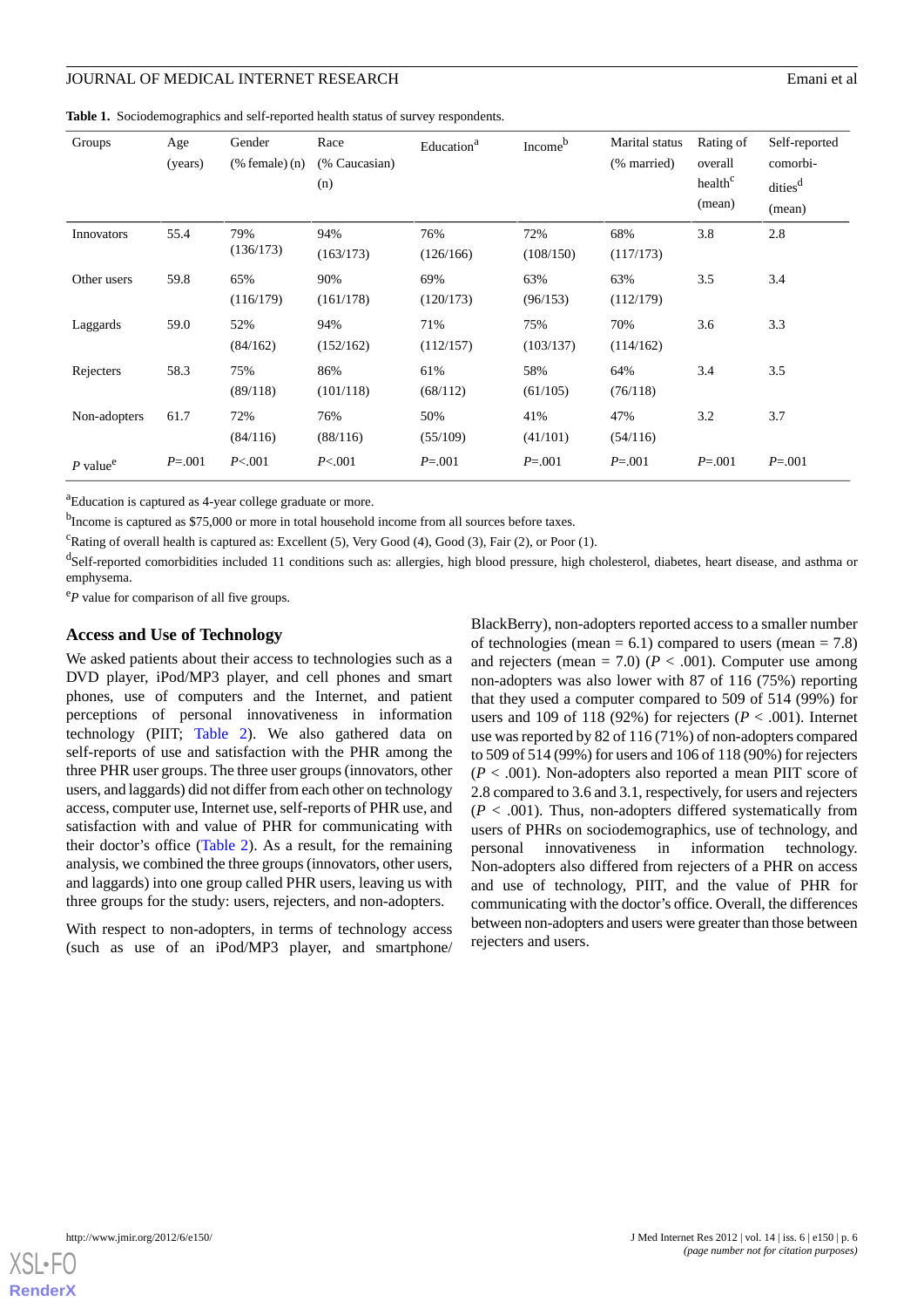**Table 1.** Sociodemographics and self-reported health status of survey respondents.

| Groups | Age (years) | Gender (% female) (n) | Race (% Caucasian) (n) | Education[a] | Income[b] | Marital status (% married) | Rating of overall health[c] (mean) | Self-reported comorbidities[d] (mean) |
|---|---|---|---|---|---|---|---|---|
| Innovators | 55.4 | 79% (136/173) | 94% (163/173) | 76% (126/166) | 72% (108/150) | 68% (117/173) | 3.8 | 2.8 |
| Other users | 59.8 | 65% (116/179) | 90% (161/178) | 69% (120/173) | 63% (96/153) | 63% (112/179) | 3.5 | 3.4 |
| Laggards | 59.0 | 52% (84/162) | 94% (152/162) | 71% (112/157) | 75% (103/137) | 70% (114/162) | 3.6 | 3.3 |
| Rejecters | 58.3 | 75% (89/118) | 86% (101/118) | 61% (68/112) | 58% (61/105) | 64% (76/118) | 3.4 | 3.5 |
| Non-adopters | 61.7 | 72% (84/116) | 76% (88/116) | 50% (55/109) | 41% (41/101) | 47% (54/116) | 3.2 | 3.7 |
| *P* value[e] | *P*=.001 | *P*<.001 | *P*<.001 | *P*=.001 | *P*=.001 | *P*=.001 | *P*=.001 | *P*=.001 |

[a]Education is captured as 4-year college graduate or more.

[b]Income is captured as $75,000 or more in total household income from all sources before taxes.

[c]Rating of overall health is captured as: Excellent (5), Very Good (4), Good (3), Fair (2), or Poor (1).

[d]Self-reported comorbidities included 11 conditions such as: allergies, high blood pressure, high cholesterol, diabetes, heart disease, and asthma or emphysema.

[e]*P* value for comparison of all five groups.

### Access and Use of Technology

We asked patients about their access to technologies such as a DVD player, iPod/MP3 player, and cell phones and smart phones, use of computers and the Internet, and patient perceptions of personal innovativeness in information technology (PIIT; Table 2). We also gathered data on self-reports of use and satisfaction with the PHR among the three PHR user groups. The three user groups (innovators, other users, and laggards) did not differ from each other on technology access, computer use, Internet use, self-reports of PHR use, and satisfaction with and value of PHR for communicating with their doctor's office (Table 2). As a result, for the remaining analysis, we combined the three groups (innovators, other users, and laggards) into one group called PHR users, leaving us with three groups for the study: users, rejecters, and non-adopters.

With respect to non-adopters, in terms of technology access (such as use of an iPod/MP3 player, and smartphone/BlackBerry), non-adopters reported access to a smaller number of technologies (mean = 6.1) compared to users (mean = 7.8) and rejecters (mean = 7.0) (*P* < .001). Computer use among non-adopters was also lower with 87 of 116 (75%) reporting that they used a computer compared to 509 of 514 (99%) for users and 109 of 118 (92%) for rejecters (*P* < .001). Internet use was reported by 82 of 116 (71%) of non-adopters compared to 509 of 514 (99%) for users and 106 of 118 (90%) for rejecters (*P* < .001). Non-adopters also reported a mean PIIT score of 2.8 compared to 3.6 and 3.1, respectively, for users and rejecters (*P* < .001). Thus, non-adopters differed systematically from users of PHRs on sociodemographics, use of technology, and personal innovativeness in information technology. Non-adopters also differed from rejecters of a PHR on access and use of technology, PIIT, and the value of PHR for communicating with the doctor's office. Overall, the differences between non-adopters and users were greater than those between rejecters and users.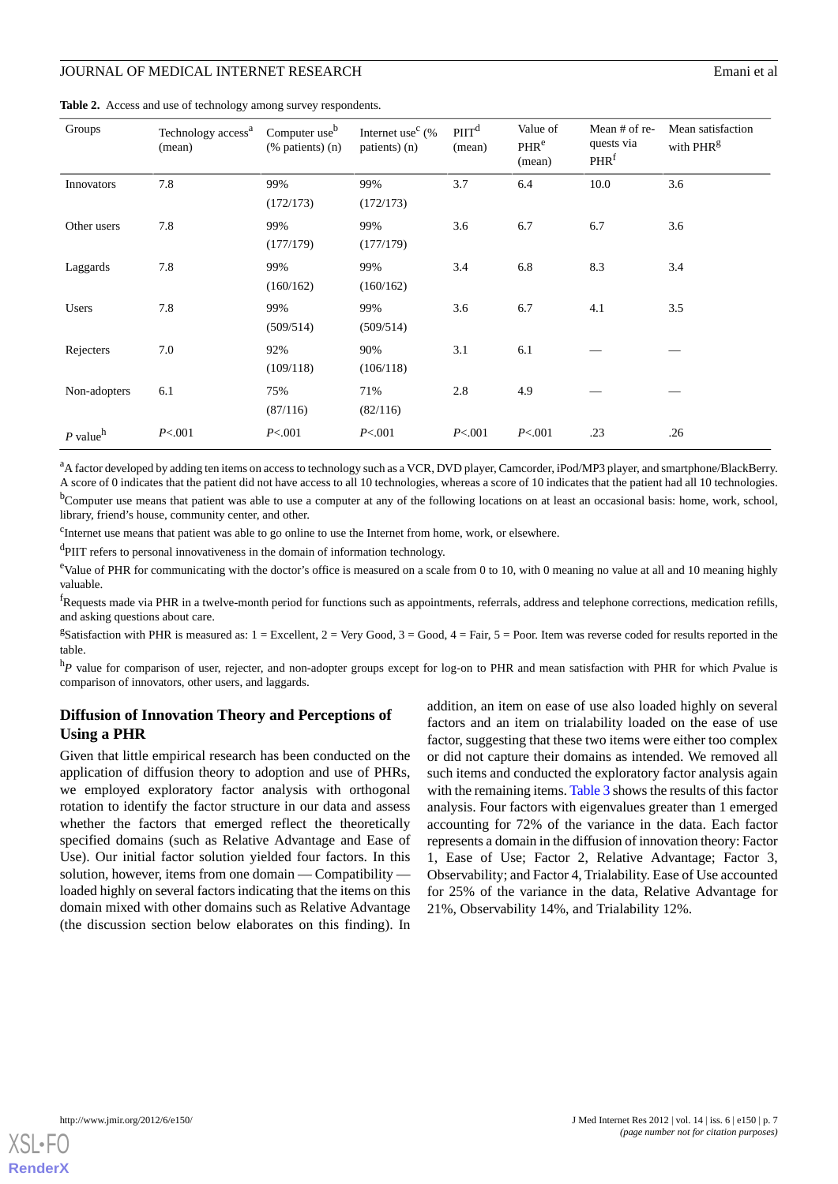**Table 2.** Access and use of technology among survey respondents.

| Groups | Technology access[a] (mean) | Computer use[b] (% patients) (n) | Internet use[c] (% patients) (n) | PIIT[d] (mean) | Value of PHR[e] (mean) | Mean # of requests via PHR[f] | Mean satisfaction with PHR[g] |
|---|---|---|---|---|---|---|---|
| Innovators | 7.8 | 99% (172/173) | 99% (172/173) | 3.7 | 6.4 | 10.0 | 3.6 |
| Other users | 7.8 | 99% (177/179) | 99% (177/179) | 3.6 | 6.7 | 6.7 | 3.6 |
| Laggards | 7.8 | 99% (160/162) | 99% (160/162) | 3.4 | 6.8 | 8.3 | 3.4 |
| Users | 7.8 | 99% (509/514) | 99% (509/514) | 3.6 | 6.7 | 4.1 | 3.5 |
| Rejecters | 7.0 | 92% (109/118) | 90% (106/118) | 3.1 | 6.1 | — | — |
| Non-adopters | 6.1 | 75% (87/116) | 71% (82/116) | 2.8 | 4.9 | — | — |
| *P* value[h] | *P*<.001 | *P*<.001 | *P*<.001 | *P*<.001 | *P*<.001 | .23 | .26 |

[a]A factor developed by adding ten items on access to technology such as a VCR, DVD player, Camcorder, iPod/MP3 player, and smartphone/BlackBerry. A score of 0 indicates that the patient did not have access to all 10 technologies, whereas a score of 10 indicates that the patient had all 10 technologies.

[b]Computer use means that patient was able to use a computer at any of the following locations on at least an occasional basis: home, work, school, library, friend's house, community center, and other.

[c]Internet use means that patient was able to go online to use the Internet from home, work, or elsewhere.

[d]PIIT refers to personal innovativeness in the domain of information technology.

[e]Value of PHR for communicating with the doctor's office is measured on a scale from 0 to 10, with 0 meaning no value at all and 10 meaning highly valuable.

[f]Requests made via PHR in a twelve-month period for functions such as appointments, referrals, address and telephone corrections, medication refills, and asking questions about care.

[g]Satisfaction with PHR is measured as: 1 = Excellent, 2 = Very Good, 3 = Good, 4 = Fair, 5 = Poor. Item was reverse coded for results reported in the table.

[h]*P* value for comparison of user, rejecter, and non-adopter groups except for log-on to PHR and mean satisfaction with PHR for which *P*value is comparison of innovators, other users, and laggards.

### Diffusion of Innovation Theory and Perceptions of Using a PHR

Given that little empirical research has been conducted on the application of diffusion theory to adoption and use of PHRs, we employed exploratory factor analysis with orthogonal rotation to identify the factor structure in our data and assess whether the factors that emerged reflect the theoretically specified domains (such as Relative Advantage and Ease of Use). Our initial factor solution yielded four factors. In this solution, however, items from one domain — Compatibility — loaded highly on several factors indicating that the items on this domain mixed with other domains such as Relative Advantage (the discussion section below elaborates on this finding). In addition, an item on ease of use also loaded highly on several factors and an item on trialability loaded on the ease of use factor, suggesting that these two items were either too complex or did not capture their domains as intended. We removed all such items and conducted the exploratory factor analysis again with the remaining items. Table 3 shows the results of this factor analysis. Four factors with eigenvalues greater than 1 emerged accounting for 72% of the variance in the data. Each factor represents a domain in the diffusion of innovation theory: Factor 1, Ease of Use; Factor 2, Relative Advantage; Factor 3, Observability; and Factor 4, Trialability. Ease of Use accounted for 25% of the variance in the data, Relative Advantage for 21%, Observability 14%, and Trialability 12%.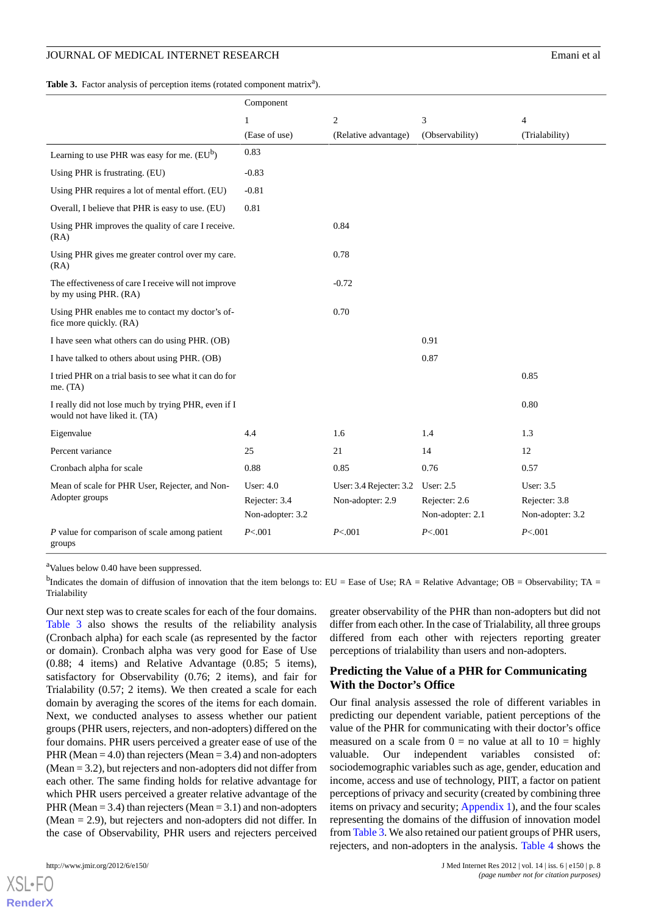**Table 3.** Factor analysis of perception items (rotated component matrix[a]).

| | Component | | | |
|---|---|---|---|---|
| | 1 (Ease of use) | 2 (Relative advantage) | 3 (Observability) | 4 (Trialability) |
| Learning to use PHR was easy for me. (EU[b]) | 0.83 | | | |
| Using PHR is frustrating. (EU) | -0.83 | | | |
| Using PHR requires a lot of mental effort. (EU) | -0.81 | | | |
| Overall, I believe that PHR is easy to use. (EU) | 0.81 | | | |
| Using PHR improves the quality of care I receive. (RA) | | 0.84 | | |
| Using PHR gives me greater control over my care. (RA) | | 0.78 | | |
| The effectiveness of care I receive will not improve by my using PHR. (RA) | | -0.72 | | |
| Using PHR enables me to contact my doctor's office more quickly. (RA) | | 0.70 | | |
| I have seen what others can do using PHR. (OB) | | | 0.91 | |
| I have talked to others about using PHR. (OB) | | | 0.87 | |
| I tried PHR on a trial basis to see what it can do for me. (TA) | | | | 0.85 |
| I really did not lose much by trying PHR, even if I would not have liked it. (TA) | | | | 0.80 |
| Eigenvalue | 4.4 | 1.6 | 1.4 | 1.3 |
| Percent variance | 25 | 21 | 14 | 12 |
| Cronbach alpha for scale | 0.88 | 0.85 | 0.76 | 0.57 |
| Mean of scale for PHR User, Rejecter, and Non-Adopter groups | User: 4.0<br>Rejecter: 3.4<br>Non-adopter: 3.2 | User: 3.4 Rejecter: 3.2<br>Non-adopter: 2.9 | User: 2.5<br>Rejecter: 2.6<br>Non-adopter: 2.1 | User: 3.5<br>Rejecter: 3.8<br>Non-adopter: 3.2 |
| *P* value for comparison of scale among patient groups | *P*<.001 | *P*<.001 | *P*<.001 | *P*<.001 |

[a]Values below 0.40 have been suppressed.

[b]Indicates the domain of diffusion of innovation that the item belongs to: EU = Ease of Use; RA = Relative Advantage; OB = Observability; TA = Trialability

Our next step was to create scales for each of the four domains. Table 3 also shows the results of the reliability analysis (Cronbach alpha) for each scale (as represented by the factor or domain). Cronbach alpha was very good for Ease of Use (0.88; 4 items) and Relative Advantage (0.85; 5 items), satisfactory for Observability (0.76; 2 items), and fair for Trialability (0.57; 2 items). We then created a scale for each domain by averaging the scores of the items for each domain. Next, we conducted analyses to assess whether our patient groups (PHR users, rejecters, and non-adopters) differed on the four domains. PHR users perceived a greater ease of use of the PHR (Mean = 4.0) than rejecters (Mean = 3.4) and non-adopters (Mean = 3.2), but rejecters and non-adopters did not differ from each other. The same finding holds for relative advantage for which PHR users perceived a greater relative advantage of the PHR (Mean = 3.4) than rejecters (Mean = 3.1) and non-adopters (Mean = 2.9), but rejecters and non-adopters did not differ. In the case of Observability, PHR users and rejecters perceived greater observability of the PHR than non-adopters but did not differ from each other. In the case of Trialability, all three groups differed from each other with rejecters reporting greater perceptions of trialability than users and non-adopters.

## Predicting the Value of a PHR for Communicating With the Doctor's Office

Our final analysis assessed the role of different variables in predicting our dependent variable, patient perceptions of the value of the PHR for communicating with their doctor's office measured on a scale from 0 = no value at all to 10 = highly valuable. Our independent variables consisted of: sociodemographic variables such as age, gender, education and income, access and use of technology, PIIT, a factor on patient perceptions of privacy and security (created by combining three items on privacy and security; Appendix 1), and the four scales representing the domains of the diffusion of innovation model from Table 3. We also retained our patient groups of PHR users, rejecters, and non-adopters in the analysis. Table 4 shows the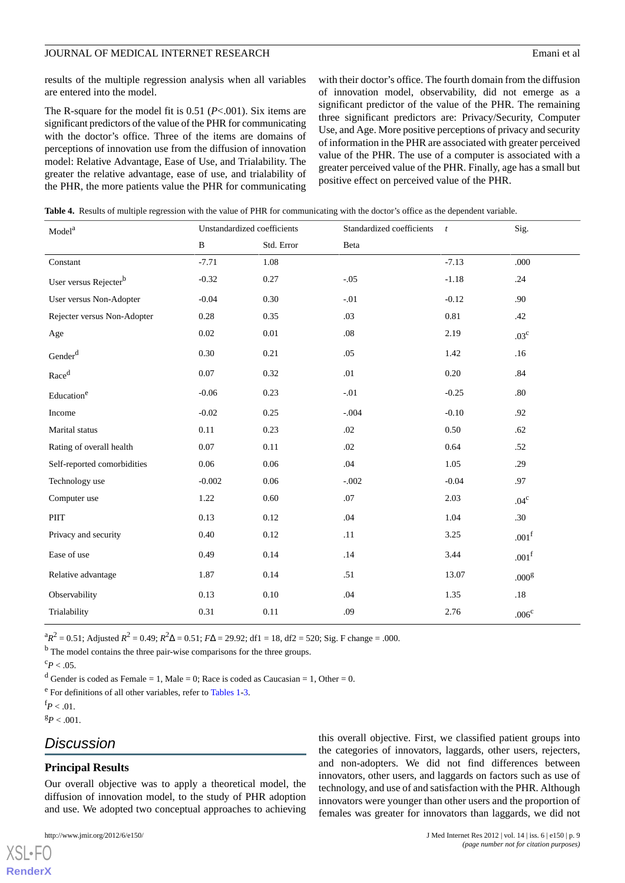results of the multiple regression analysis when all variables are entered into the model.

The R-square for the model fit is 0.51 ($P$<.001). Six items are significant predictors of the value of the PHR for communicating with the doctor's office. Three of the items are domains of perceptions of innovation use from the diffusion of innovation model: Relative Advantage, Ease of Use, and Trialability. The greater the relative advantage, ease of use, and trialability of the PHR, the more patients value the PHR for communicating with their doctor's office. The fourth domain from the diffusion of innovation model, observability, did not emerge as a significant predictor of the value of the PHR. The remaining three significant predictors are: Privacy/Security, Computer Use, and Age. More positive perceptions of privacy and security of information in the PHR are associated with greater perceived value of the PHR. The use of a computer is associated with a greater perceived value of the PHR. Finally, age has a small but positive effect on perceived value of the PHR.

**Table 4.** Results of multiple regression with the value of PHR for communicating with the doctor's office as the dependent variable.

| Model[a] | Unstandardized coefficients | | Standardized coefficients | $t$ | Sig. |
|---|---|---|---|---|---|
| | B | Std. Error | Beta | | |
| Constant | -7.71 | 1.08 | | -7.13 | .000 |
| User versus Rejecter[b] | -0.32 | 0.27 | -.05 | -1.18 | .24 |
| User versus Non-Adopter | -0.04 | 0.30 | -.01 | -0.12 | .90 |
| Rejecter versus Non-Adopter | 0.28 | 0.35 | .03 | 0.81 | .42 |
| Age | 0.02 | 0.01 | .08 | 2.19 | .03[c] |
| Gender[d] | 0.30 | 0.21 | .05 | 1.42 | .16 |
| Race[d] | 0.07 | 0.32 | .01 | 0.20 | .84 |
| Education[e] | -0.06 | 0.23 | -.01 | -0.25 | .80 |
| Income | -0.02 | 0.25 | -.004 | -0.10 | .92 |
| Marital status | 0.11 | 0.23 | .02 | 0.50 | .62 |
| Rating of overall health | 0.07 | 0.11 | .02 | 0.64 | .52 |
| Self-reported comorbidities | 0.06 | 0.06 | .04 | 1.05 | .29 |
| Technology use | -0.002 | 0.06 | -.002 | -0.04 | .97 |
| Computer use | 1.22 | 0.60 | .07 | 2.03 | .04[c] |
| PIIT | 0.13 | 0.12 | .04 | 1.04 | .30 |
| Privacy and security | 0.40 | 0.12 | .11 | 3.25 | .001[f] |
| Ease of use | 0.49 | 0.14 | .14 | 3.44 | .001[f] |
| Relative advantage | 1.87 | 0.14 | .51 | 13.07 | .000[g] |
| Observability | 0.13 | 0.10 | .04 | 1.35 | .18 |
| Trialability | 0.31 | 0.11 | .09 | 2.76 | .006[c] |

[a]$R^2$ = 0.51; Adjusted $R^2$ = 0.49; $R^2\Delta$ = 0.51; $F\Delta$ = 29.92; df1 = 18, df2 = 520; Sig. F change = .000.

[b] The model contains the three pair-wise comparisons for the three groups.

[c]$P$ < .05.

[d] Gender is coded as Female = 1, Male = 0; Race is coded as Caucasian = 1, Other = 0.

[e] For definitions of all other variables, refer to Tables 1-3.

[f]$P$ < .01.

[g]$P$ < .001.

## Discussion

### Principal Results

Our overall objective was to apply a theoretical model, the diffusion of innovation model, to the study of PHR adoption and use. We adopted two conceptual approaches to achieving this overall objective. First, we classified patient groups into the categories of innovators, laggards, other users, rejecters, and non-adopters. We did not find differences between innovators, other users, and laggards on factors such as use of technology, and use of and satisfaction with the PHR. Although innovators were younger than other users and the proportion of females was greater for innovators than laggards, we did not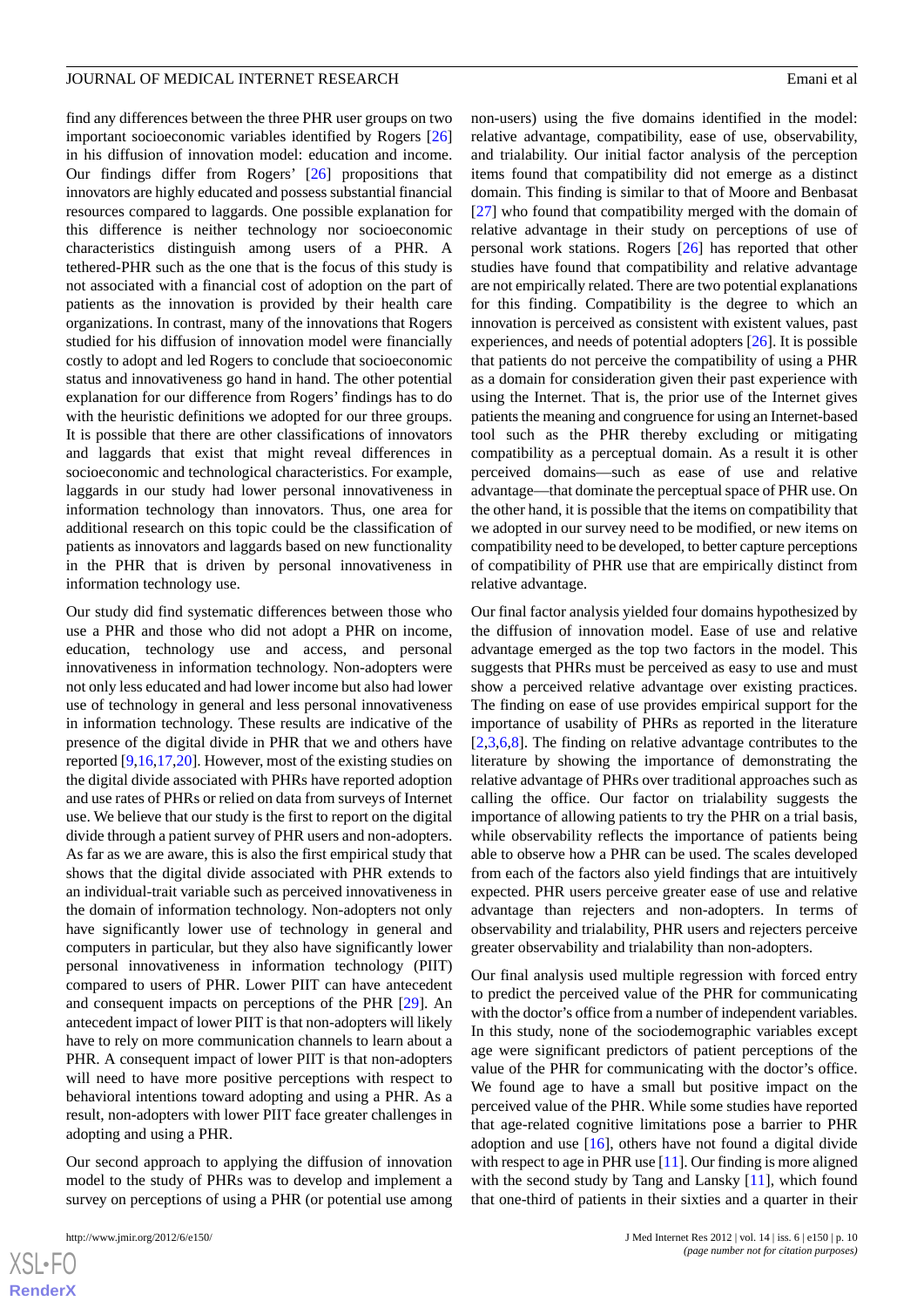find any differences between the three PHR user groups on two important socioeconomic variables identified by Rogers [26] in his diffusion of innovation model: education and income. Our findings differ from Rogers' [26] propositions that innovators are highly educated and possess substantial financial resources compared to laggards. One possible explanation for this difference is neither technology nor socioeconomic characteristics distinguish among users of a PHR. A tethered-PHR such as the one that is the focus of this study is not associated with a financial cost of adoption on the part of patients as the innovation is provided by their health care organizations. In contrast, many of the innovations that Rogers studied for his diffusion of innovation model were financially costly to adopt and led Rogers to conclude that socioeconomic status and innovativeness go hand in hand. The other potential explanation for our difference from Rogers' findings has to do with the heuristic definitions we adopted for our three groups. It is possible that there are other classifications of innovators and laggards that exist that might reveal differences in socioeconomic and technological characteristics. For example, laggards in our study had lower personal innovativeness in information technology than innovators. Thus, one area for additional research on this topic could be the classification of patients as innovators and laggards based on new functionality in the PHR that is driven by personal innovativeness in information technology use.

Our study did find systematic differences between those who use a PHR and those who did not adopt a PHR on income, education, technology use and access, and personal innovativeness in information technology. Non-adopters were not only less educated and had lower income but also had lower use of technology in general and less personal innovativeness in information technology. These results are indicative of the presence of the digital divide in PHR that we and others have reported [9,16,17,20]. However, most of the existing studies on the digital divide associated with PHRs have reported adoption and use rates of PHRs or relied on data from surveys of Internet use. We believe that our study is the first to report on the digital divide through a patient survey of PHR users and non-adopters. As far as we are aware, this is also the first empirical study that shows that the digital divide associated with PHR extends to an individual-trait variable such as perceived innovativeness in the domain of information technology. Non-adopters not only have significantly lower use of technology in general and computers in particular, but they also have significantly lower personal innovativeness in information technology (PIIT) compared to users of PHR. Lower PIIT can have antecedent and consequent impacts on perceptions of the PHR [29]. An antecedent impact of lower PIIT is that non-adopters will likely have to rely on more communication channels to learn about a PHR. A consequent impact of lower PIIT is that non-adopters will need to have more positive perceptions with respect to behavioral intentions toward adopting and using a PHR. As a result, non-adopters with lower PIIT face greater challenges in adopting and using a PHR.

Our second approach to applying the diffusion of innovation model to the study of PHRs was to develop and implement a survey on perceptions of using a PHR (or potential use among non-users) using the five domains identified in the model: relative advantage, compatibility, ease of use, observability, and trialability. Our initial factor analysis of the perception items found that compatibility did not emerge as a distinct domain. This finding is similar to that of Moore and Benbasat [27] who found that compatibility merged with the domain of relative advantage in their study on perceptions of use of personal work stations. Rogers [26] has reported that other studies have found that compatibility and relative advantage are not empirically related. There are two potential explanations for this finding. Compatibility is the degree to which an innovation is perceived as consistent with existent values, past experiences, and needs of potential adopters [26]. It is possible that patients do not perceive the compatibility of using a PHR as a domain for consideration given their past experience with using the Internet. That is, the prior use of the Internet gives patients the meaning and congruence for using an Internet-based tool such as the PHR thereby excluding or mitigating compatibility as a perceptual domain. As a result it is other perceived domains—such as ease of use and relative advantage—that dominate the perceptual space of PHR use. On the other hand, it is possible that the items on compatibility that we adopted in our survey need to be modified, or new items on compatibility need to be developed, to better capture perceptions of compatibility of PHR use that are empirically distinct from relative advantage.

Our final factor analysis yielded four domains hypothesized by the diffusion of innovation model. Ease of use and relative advantage emerged as the top two factors in the model. This suggests that PHRs must be perceived as easy to use and must show a perceived relative advantage over existing practices. The finding on ease of use provides empirical support for the importance of usability of PHRs as reported in the literature [2,3,6,8]. The finding on relative advantage contributes to the literature by showing the importance of demonstrating the relative advantage of PHRs over traditional approaches such as calling the office. Our factor on trialability suggests the importance of allowing patients to try the PHR on a trial basis, while observability reflects the importance of patients being able to observe how a PHR can be used. The scales developed from each of the factors also yield findings that are intuitively expected. PHR users perceive greater ease of use and relative advantage than rejecters and non-adopters. In terms of observability and trialability, PHR users and rejecters perceive greater observability and trialability than non-adopters.

Our final analysis used multiple regression with forced entry to predict the perceived value of the PHR for communicating with the doctor's office from a number of independent variables. In this study, none of the sociodemographic variables except age were significant predictors of patient perceptions of the value of the PHR for communicating with the doctor's office. We found age to have a small but positive impact on the perceived value of the PHR. While some studies have reported that age-related cognitive limitations pose a barrier to PHR adoption and use [16], others have not found a digital divide with respect to age in PHR use [11]. Our finding is more aligned with the second study by Tang and Lansky [11], which found that one-third of patients in their sixties and a quarter in their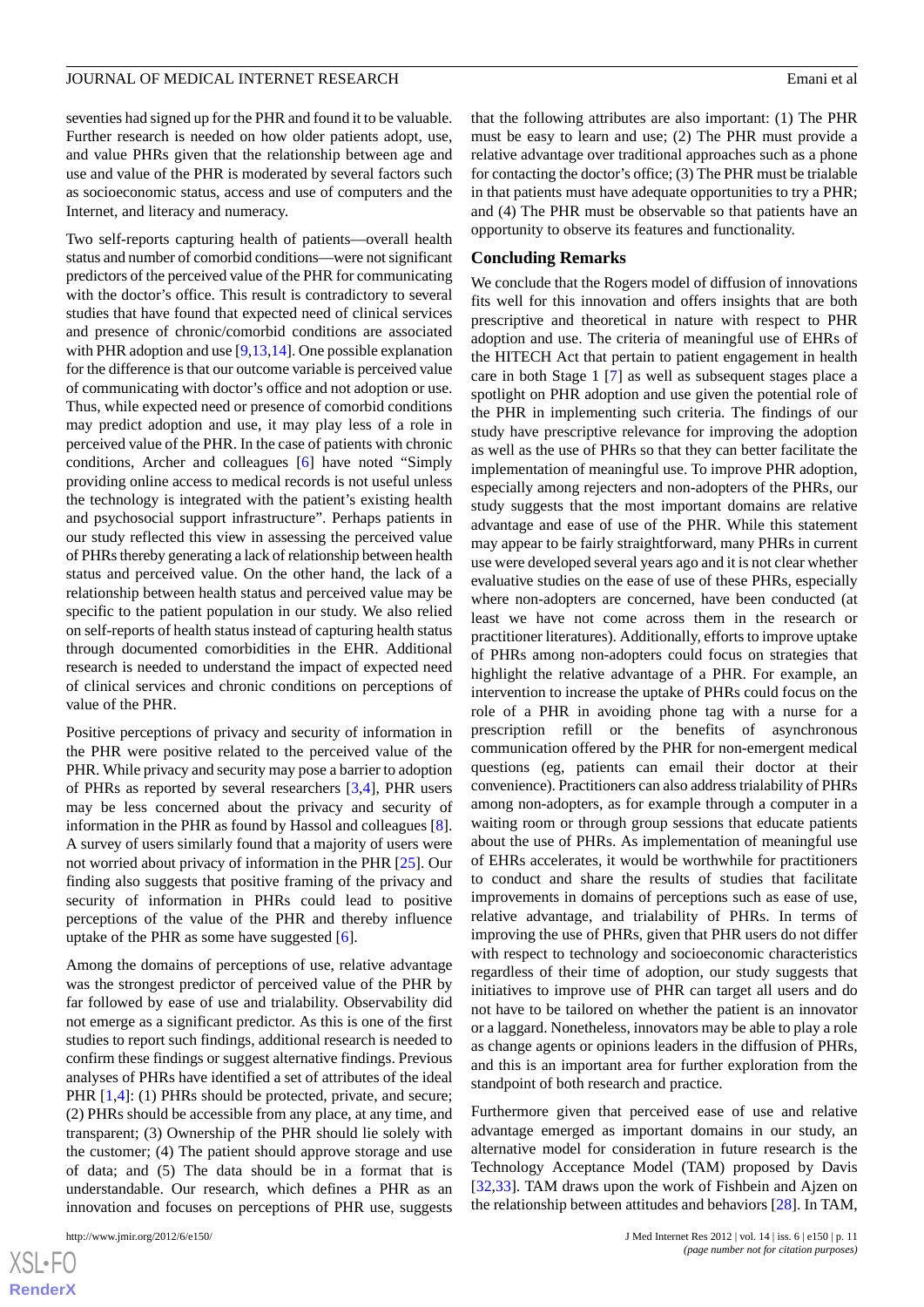seventies had signed up for the PHR and found it to be valuable. Further research is needed on how older patients adopt, use, and value PHRs given that the relationship between age and use and value of the PHR is moderated by several factors such as socioeconomic status, access and use of computers and the Internet, and literacy and numeracy.

Two self-reports capturing health of patients—overall health status and number of comorbid conditions—were not significant predictors of the perceived value of the PHR for communicating with the doctor's office. This result is contradictory to several studies that have found that expected need of clinical services and presence of chronic/comorbid conditions are associated with PHR adoption and use [9,13,14]. One possible explanation for the difference is that our outcome variable is perceived value of communicating with doctor's office and not adoption or use. Thus, while expected need or presence of comorbid conditions may predict adoption and use, it may play less of a role in perceived value of the PHR. In the case of patients with chronic conditions, Archer and colleagues [6] have noted "Simply providing online access to medical records is not useful unless the technology is integrated with the patient's existing health and psychosocial support infrastructure". Perhaps patients in our study reflected this view in assessing the perceived value of PHRs thereby generating a lack of relationship between health status and perceived value. On the other hand, the lack of a relationship between health status and perceived value may be specific to the patient population in our study. We also relied on self-reports of health status instead of capturing health status through documented comorbidities in the EHR. Additional research is needed to understand the impact of expected need of clinical services and chronic conditions on perceptions of value of the PHR.

Positive perceptions of privacy and security of information in the PHR were positive related to the perceived value of the PHR. While privacy and security may pose a barrier to adoption of PHRs as reported by several researchers [3,4], PHR users may be less concerned about the privacy and security of information in the PHR as found by Hassol and colleagues [8]. A survey of users similarly found that a majority of users were not worried about privacy of information in the PHR [25]. Our finding also suggests that positive framing of the privacy and security of information in PHRs could lead to positive perceptions of the value of the PHR and thereby influence uptake of the PHR as some have suggested [6].

Among the domains of perceptions of use, relative advantage was the strongest predictor of perceived value of the PHR by far followed by ease of use and trialability. Observability did not emerge as a significant predictor. As this is one of the first studies to report such findings, additional research is needed to confirm these findings or suggest alternative findings. Previous analyses of PHRs have identified a set of attributes of the ideal PHR [1,4]: (1) PHRs should be protected, private, and secure; (2) PHRs should be accessible from any place, at any time, and transparent; (3) Ownership of the PHR should lie solely with the customer; (4) The patient should approve storage and use of data; and (5) The data should be in a format that is understandable. Our research, which defines a PHR as an innovation and focuses on perceptions of PHR use, suggests that the following attributes are also important: (1) The PHR must be easy to learn and use; (2) The PHR must provide a relative advantage over traditional approaches such as a phone for contacting the doctor's office; (3) The PHR must be trialable in that patients must have adequate opportunities to try a PHR; and (4) The PHR must be observable so that patients have an opportunity to observe its features and functionality.

## Concluding Remarks

We conclude that the Rogers model of diffusion of innovations fits well for this innovation and offers insights that are both prescriptive and theoretical in nature with respect to PHR adoption and use. The criteria of meaningful use of EHRs of the HITECH Act that pertain to patient engagement in health care in both Stage 1 [7] as well as subsequent stages place a spotlight on PHR adoption and use given the potential role of the PHR in implementing such criteria. The findings of our study have prescriptive relevance for improving the adoption as well as the use of PHRs so that they can better facilitate the implementation of meaningful use. To improve PHR adoption, especially among rejecters and non-adopters of the PHRs, our study suggests that the most important domains are relative advantage and ease of use of the PHR. While this statement may appear to be fairly straightforward, many PHRs in current use were developed several years ago and it is not clear whether evaluative studies on the ease of use of these PHRs, especially where non-adopters are concerned, have been conducted (at least we have not come across them in the research or practitioner literatures). Additionally, efforts to improve uptake of PHRs among non-adopters could focus on strategies that highlight the relative advantage of a PHR. For example, an intervention to increase the uptake of PHRs could focus on the role of a PHR in avoiding phone tag with a nurse for a prescription refill or the benefits of asynchronous communication offered by the PHR for non-emergent medical questions (eg, patients can email their doctor at their convenience). Practitioners can also address trialability of PHRs among non-adopters, as for example through a computer in a waiting room or through group sessions that educate patients about the use of PHRs. As implementation of meaningful use of EHRs accelerates, it would be worthwhile for practitioners to conduct and share the results of studies that facilitate improvements in domains of perceptions such as ease of use, relative advantage, and trialability of PHRs. In terms of improving the use of PHRs, given that PHR users do not differ with respect to technology and socioeconomic characteristics regardless of their time of adoption, our study suggests that initiatives to improve use of PHR can target all users and do not have to be tailored on whether the patient is an innovator or a laggard. Nonetheless, innovators may be able to play a role as change agents or opinions leaders in the diffusion of PHRs, and this is an important area for further exploration from the standpoint of both research and practice.

Furthermore given that perceived ease of use and relative advantage emerged as important domains in our study, an alternative model for consideration in future research is the Technology Acceptance Model (TAM) proposed by Davis [32,33]. TAM draws upon the work of Fishbein and Ajzen on the relationship between attitudes and behaviors [28]. In TAM,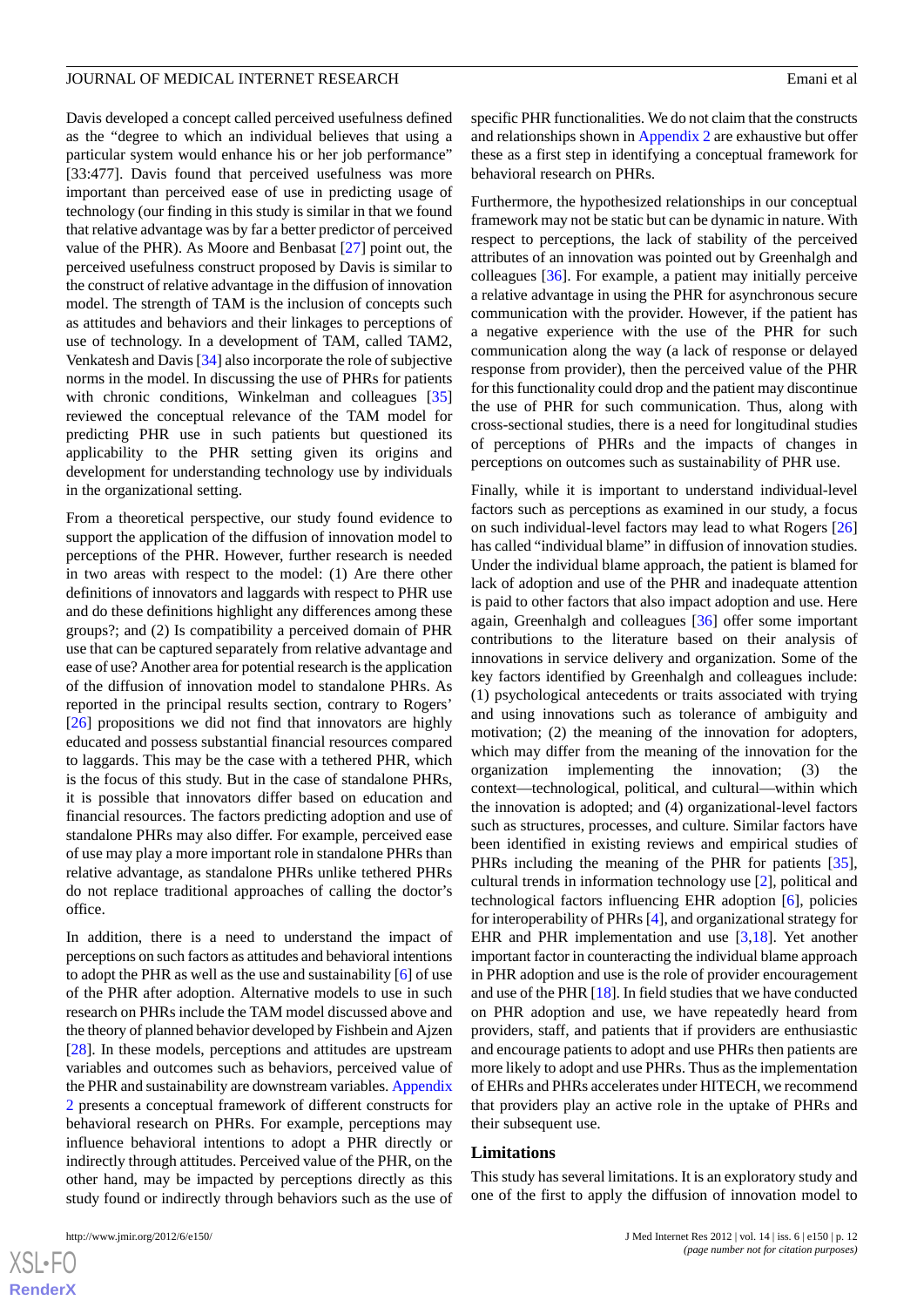Davis developed a concept called perceived usefulness defined as the "degree to which an individual believes that using a particular system would enhance his or her job performance" [33:477]. Davis found that perceived usefulness was more important than perceived ease of use in predicting usage of technology (our finding in this study is similar in that we found that relative advantage was by far a better predictor of perceived value of the PHR). As Moore and Benbasat [27] point out, the perceived usefulness construct proposed by Davis is similar to the construct of relative advantage in the diffusion of innovation model. The strength of TAM is the inclusion of concepts such as attitudes and behaviors and their linkages to perceptions of use of technology. In a development of TAM, called TAM2, Venkatesh and Davis [34] also incorporate the role of subjective norms in the model. In discussing the use of PHRs for patients with chronic conditions, Winkelman and colleagues [35] reviewed the conceptual relevance of the TAM model for predicting PHR use in such patients but questioned its applicability to the PHR setting given its origins and development for understanding technology use by individuals in the organizational setting.

From a theoretical perspective, our study found evidence to support the application of the diffusion of innovation model to perceptions of the PHR. However, further research is needed in two areas with respect to the model: (1) Are there other definitions of innovators and laggards with respect to PHR use and do these definitions highlight any differences among these groups?; and (2) Is compatibility a perceived domain of PHR use that can be captured separately from relative advantage and ease of use? Another area for potential research is the application of the diffusion of innovation model to standalone PHRs. As reported in the principal results section, contrary to Rogers' [26] propositions we did not find that innovators are highly educated and possess substantial financial resources compared to laggards. This may be the case with a tethered PHR, which is the focus of this study. But in the case of standalone PHRs, it is possible that innovators differ based on education and financial resources. The factors predicting adoption and use of standalone PHRs may also differ. For example, perceived ease of use may play a more important role in standalone PHRs than relative advantage, as standalone PHRs unlike tethered PHRs do not replace traditional approaches of calling the doctor's office.

In addition, there is a need to understand the impact of perceptions on such factors as attitudes and behavioral intentions to adopt the PHR as well as the use and sustainability [6] of use of the PHR after adoption. Alternative models to use in such research on PHRs include the TAM model discussed above and the theory of planned behavior developed by Fishbein and Ajzen [28]. In these models, perceptions and attitudes are upstream variables and outcomes such as behaviors, perceived value of the PHR and sustainability are downstream variables. Appendix 2 presents a conceptual framework of different constructs for behavioral research on PHRs. For example, perceptions may influence behavioral intentions to adopt a PHR directly or indirectly through attitudes. Perceived value of the PHR, on the other hand, may be impacted by perceptions directly as this study found or indirectly through behaviors such as the use of specific PHR functionalities. We do not claim that the constructs and relationships shown in Appendix 2 are exhaustive but offer these as a first step in identifying a conceptual framework for behavioral research on PHRs.

Furthermore, the hypothesized relationships in our conceptual framework may not be static but can be dynamic in nature. With respect to perceptions, the lack of stability of the perceived attributes of an innovation was pointed out by Greenhalgh and colleagues [36]. For example, a patient may initially perceive a relative advantage in using the PHR for asynchronous secure communication with the provider. However, if the patient has a negative experience with the use of the PHR for such communication along the way (a lack of response or delayed response from provider), then the perceived value of the PHR for this functionality could drop and the patient may discontinue the use of PHR for such communication. Thus, along with cross-sectional studies, there is a need for longitudinal studies of perceptions of PHRs and the impacts of changes in perceptions on outcomes such as sustainability of PHR use.

Finally, while it is important to understand individual-level factors such as perceptions as examined in our study, a focus on such individual-level factors may lead to what Rogers [26] has called "individual blame" in diffusion of innovation studies. Under the individual blame approach, the patient is blamed for lack of adoption and use of the PHR and inadequate attention is paid to other factors that also impact adoption and use. Here again, Greenhalgh and colleagues [36] offer some important contributions to the literature based on their analysis of innovations in service delivery and organization. Some of the key factors identified by Greenhalgh and colleagues include: (1) psychological antecedents or traits associated with trying and using innovations such as tolerance of ambiguity and motivation; (2) the meaning of the innovation for adopters, which may differ from the meaning of the innovation for the organization implementing the innovation; (3) the context—technological, political, and cultural—within which the innovation is adopted; and (4) organizational-level factors such as structures, processes, and culture. Similar factors have been identified in existing reviews and empirical studies of PHRs including the meaning of the PHR for patients [35], cultural trends in information technology use [2], political and technological factors influencing EHR adoption [6], policies for interoperability of PHRs [4], and organizational strategy for EHR and PHR implementation and use [3,18]. Yet another important factor in counteracting the individual blame approach in PHR adoption and use is the role of provider encouragement and use of the PHR [18]. In field studies that we have conducted on PHR adoption and use, we have repeatedly heard from providers, staff, and patients that if providers are enthusiastic and encourage patients to adopt and use PHRs then patients are more likely to adopt and use PHRs. Thus as the implementation of EHRs and PHRs accelerates under HITECH, we recommend that providers play an active role in the uptake of PHRs and their subsequent use.

### Limitations

This study has several limitations. It is an exploratory study and one of the first to apply the diffusion of innovation model to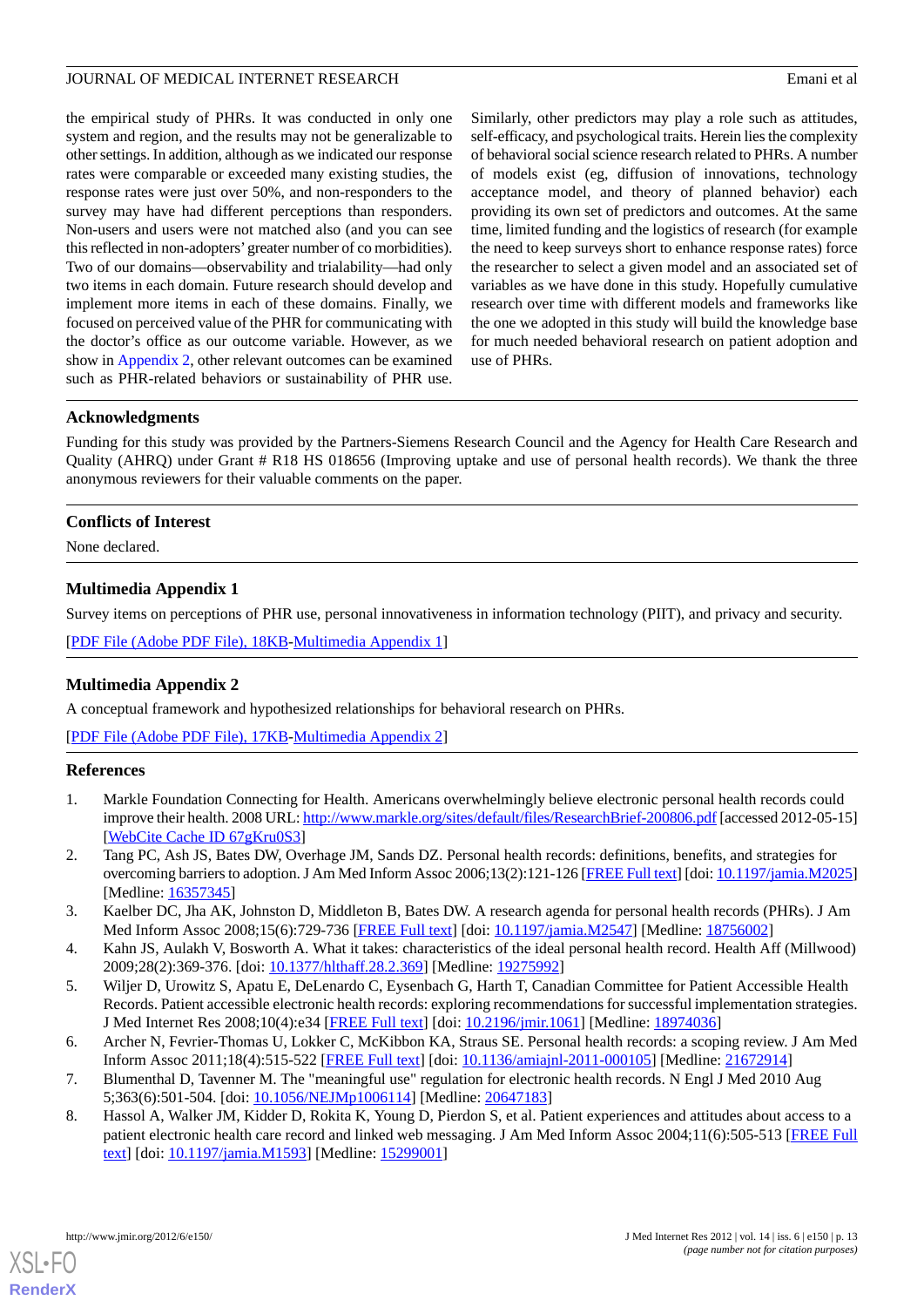the empirical study of PHRs. It was conducted in only one system and region, and the results may not be generalizable to other settings. In addition, although as we indicated our response rates were comparable or exceeded many existing studies, the response rates were just over 50%, and non-responders to the survey may have had different perceptions than responders. Non-users and users were not matched also (and you can see this reflected in non-adopters' greater number of co morbidities). Two of our domains—observability and trialability—had only two items in each domain. Future research should develop and implement more items in each of these domains. Finally, we focused on perceived value of the PHR for communicating with the doctor's office as our outcome variable. However, as we show in Appendix 2, other relevant outcomes can be examined such as PHR-related behaviors or sustainability of PHR use. Similarly, other predictors may play a role such as attitudes, self-efficacy, and psychological traits. Herein lies the complexity of behavioral social science research related to PHRs. A number of models exist (eg, diffusion of innovations, technology acceptance model, and theory of planned behavior) each providing its own set of predictors and outcomes. At the same time, limited funding and the logistics of research (for example the need to keep surveys short to enhance response rates) force the researcher to select a given model and an associated set of variables as we have done in this study. Hopefully cumulative research over time with different models and frameworks like the one we adopted in this study will build the knowledge base for much needed behavioral research on patient adoption and use of PHRs.

## Acknowledgments

Funding for this study was provided by the Partners-Siemens Research Council and the Agency for Health Care Research and Quality (AHRQ) under Grant # R18 HS 018656 (Improving uptake and use of personal health records). We thank the three anonymous reviewers for their valuable comments on the paper.

## Conflicts of Interest

None declared.

## Multimedia Appendix 1

Survey items on perceptions of PHR use, personal innovativeness in information technology (PIIT), and privacy and security.

[PDF File (Adobe PDF File), 18KB-Multimedia Appendix 1]

## Multimedia Appendix 2

A conceptual framework and hypothesized relationships for behavioral research on PHRs.

[PDF File (Adobe PDF File), 17KB-Multimedia Appendix 2]

## References

1. Markle Foundation Connecting for Health. Americans overwhelmingly believe electronic personal health records could improve their health. 2008 URL: http://www.markle.org/sites/default/files/ResearchBrief-200806.pdf [accessed 2012-05-15] [WebCite Cache ID 67gKru0S3]
2. Tang PC, Ash JS, Bates DW, Overhage JM, Sands DZ. Personal health records: definitions, benefits, and strategies for overcoming barriers to adoption. J Am Med Inform Assoc 2006;13(2):121-126 [FREE Full text] [doi: 10.1197/jamia.M2025] [Medline: 16357345]
3. Kaelber DC, Jha AK, Johnston D, Middleton B, Bates DW. A research agenda for personal health records (PHRs). J Am Med Inform Assoc 2008;15(6):729-736 [FREE Full text] [doi: 10.1197/jamia.M2547] [Medline: 18756002]
4. Kahn JS, Aulakh V, Bosworth A. What it takes: characteristics of the ideal personal health record. Health Aff (Millwood) 2009;28(2):369-376. [doi: 10.1377/hlthaff.28.2.369] [Medline: 19275992]
5. Wiljer D, Urowitz S, Apatu E, DeLenardo C, Eysenbach G, Harth T, Canadian Committee for Patient Accessible Health Records. Patient accessible electronic health records: exploring recommendations for successful implementation strategies. J Med Internet Res 2008;10(4):e34 [FREE Full text] [doi: 10.2196/jmir.1061] [Medline: 18974036]
6. Archer N, Fevrier-Thomas U, Lokker C, McKibbon KA, Straus SE. Personal health records: a scoping review. J Am Med Inform Assoc 2011;18(4):515-522 [FREE Full text] [doi: 10.1136/amiajnl-2011-000105] [Medline: 21672914]
7. Blumenthal D, Tavenner M. The "meaningful use" regulation for electronic health records. N Engl J Med 2010 Aug 5;363(6):501-504. [doi: 10.1056/NEJMp1006114] [Medline: 20647183]
8. Hassol A, Walker JM, Kidder D, Rokita K, Young D, Pierdon S, et al. Patient experiences and attitudes about access to a patient electronic health care record and linked web messaging. J Am Med Inform Assoc 2004;11(6):505-513 [FREE Full text] [doi: 10.1197/jamia.M1593] [Medline: 15299001]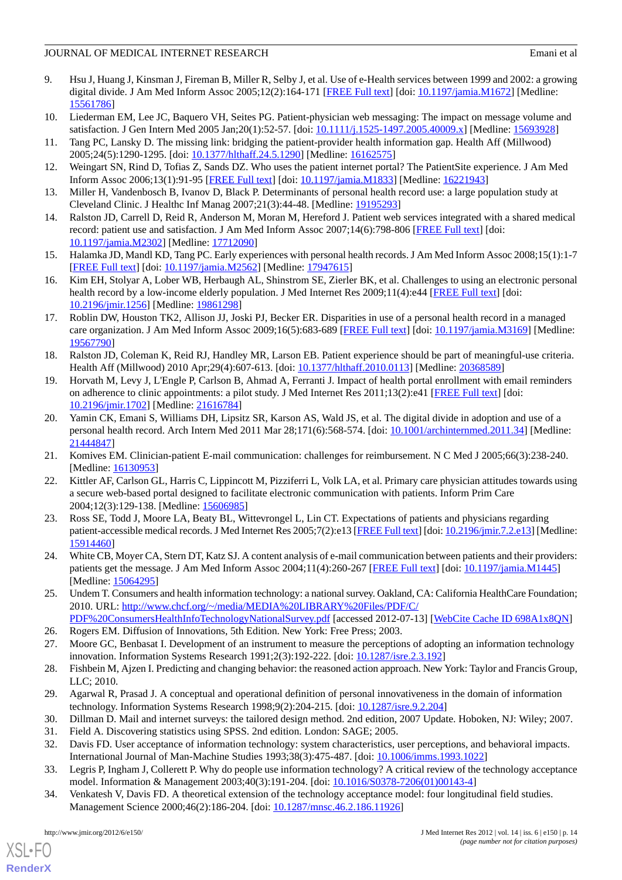9. Hsu J, Huang J, Kinsman J, Fireman B, Miller R, Selby J, et al. Use of e-Health services between 1999 and 2002: a growing digital divide. J Am Med Inform Assoc 2005;12(2):164-171 [FREE Full text] [doi: 10.1197/jamia.M1672] [Medline: 15561786]
10. Liederman EM, Lee JC, Baquero VH, Seites PG. Patient-physician web messaging: The impact on message volume and satisfaction. J Gen Intern Med 2005 Jan;20(1):52-57. [doi: 10.1111/j.1525-1497.2005.40009.x] [Medline: 15693928]
11. Tang PC, Lansky D. The missing link: bridging the patient-provider health information gap. Health Aff (Millwood) 2005;24(5):1290-1295. [doi: 10.1377/hlthaff.24.5.1290] [Medline: 16162575]
12. Weingart SN, Rind D, Tofias Z, Sands DZ. Who uses the patient internet portal? The PatientSite experience. J Am Med Inform Assoc 2006;13(1):91-95 [FREE Full text] [doi: 10.1197/jamia.M1833] [Medline: 16221943]
13. Miller H, Vandenbosch B, Ivanov D, Black P. Determinants of personal health record use: a large population study at Cleveland Clinic. J Healthc Inf Manag 2007;21(3):44-48. [Medline: 19195293]
14. Ralston JD, Carrell D, Reid R, Anderson M, Moran M, Hereford J. Patient web services integrated with a shared medical record: patient use and satisfaction. J Am Med Inform Assoc 2007;14(6):798-806 [FREE Full text] [doi: 10.1197/jamia.M2302] [Medline: 17712090]
15. Halamka JD, Mandl KD, Tang PC. Early experiences with personal health records. J Am Med Inform Assoc 2008;15(1):1-7 [FREE Full text] [doi: 10.1197/jamia.M2562] [Medline: 17947615]
16. Kim EH, Stolyar A, Lober WB, Herbaugh AL, Shinstrom SE, Zierler BK, et al. Challenges to using an electronic personal health record by a low-income elderly population. J Med Internet Res 2009;11(4):e44 [FREE Full text] [doi: 10.2196/jmir.1256] [Medline: 19861298]
17. Roblin DW, Houston TK2, Allison JJ, Joski PJ, Becker ER. Disparities in use of a personal health record in a managed care organization. J Am Med Inform Assoc 2009;16(5):683-689 [FREE Full text] [doi: 10.1197/jamia.M3169] [Medline: 19567790]
18. Ralston JD, Coleman K, Reid RJ, Handley MR, Larson EB. Patient experience should be part of meaningful-use criteria. Health Aff (Millwood) 2010 Apr;29(4):607-613. [doi: 10.1377/hlthaff.2010.0113] [Medline: 20368589]
19. Horvath M, Levy J, L'Engle P, Carlson B, Ahmad A, Ferranti J. Impact of health portal enrollment with email reminders on adherence to clinic appointments: a pilot study. J Med Internet Res 2011;13(2):e41 [FREE Full text] [doi: 10.2196/jmir.1702] [Medline: 21616784]
20. Yamin CK, Emani S, Williams DH, Lipsitz SR, Karson AS, Wald JS, et al. The digital divide in adoption and use of a personal health record. Arch Intern Med 2011 Mar 28;171(6):568-574. [doi: 10.1001/archinternmed.2011.34] [Medline: 21444847]
21. Komives EM. Clinician-patient E-mail communication: challenges for reimbursement. N C Med J 2005;66(3):238-240. [Medline: 16130953]
22. Kittler AF, Carlson GL, Harris C, Lippincott M, Pizziferri L, Volk LA, et al. Primary care physician attitudes towards using a secure web-based portal designed to facilitate electronic communication with patients. Inform Prim Care 2004;12(3):129-138. [Medline: 15606985]
23. Ross SE, Todd J, Moore LA, Beaty BL, Wittevrongel L, Lin CT. Expectations of patients and physicians regarding patient-accessible medical records. J Med Internet Res 2005;7(2):e13 [FREE Full text] [doi: 10.2196/jmir.7.2.e13] [Medline: 15914460]
24. White CB, Moyer CA, Stern DT, Katz SJ. A content analysis of e-mail communication between patients and their providers: patients get the message. J Am Med Inform Assoc 2004;11(4):260-267 [FREE Full text] [doi: 10.1197/jamia.M1445] [Medline: 15064295]
25. Undem T. Consumers and health information technology: a national survey. Oakland, CA: California HealthCare Foundation; 2010. URL: http://www.chcf.org/~/media/MEDIA%20LIBRARY%20Files/PDF/C/PDF%20ConsumersHealthInfoTechnologyNationalSurvey.pdf [accessed 2012-07-13] [WebCite Cache ID 698A1x8QN]
26. Rogers EM. Diffusion of Innovations, 5th Edition. New York: Free Press; 2003.
27. Moore GC, Benbasat I. Development of an instrument to measure the perceptions of adopting an information technology innovation. Information Systems Research 1991;2(3):192-222. [doi: 10.1287/isre.2.3.192]
28. Fishbein M, Ajzen I. Predicting and changing behavior: the reasoned action approach. New York: Taylor and Francis Group, LLC; 2010.
29. Agarwal R, Prasad J. A conceptual and operational definition of personal innovativeness in the domain of information technology. Information Systems Research 1998;9(2):204-215. [doi: 10.1287/isre.9.2.204]
30. Dillman D. Mail and internet surveys: the tailored design method. 2nd edition, 2007 Update. Hoboken, NJ: Wiley; 2007.
31. Field A. Discovering statistics using SPSS. 2nd edition. London: SAGE; 2005.
32. Davis FD. User acceptance of information technology: system characteristics, user perceptions, and behavioral impacts. International Journal of Man-Machine Studies 1993;38(3):475-487. [doi: 10.1006/imms.1993.1022]
33. Legris P, Ingham J, Collerett P. Why do people use information technology? A critical review of the technology acceptance model. Information & Management 2003;40(3):191-204. [doi: 10.1016/S0378-7206(01)00143-4]
34. Venkatesh V, Davis FD. A theoretical extension of the technology acceptance model: four longitudinal field studies. Management Science 2000;46(2):186-204. [doi: 10.1287/mnsc.46.2.186.11926]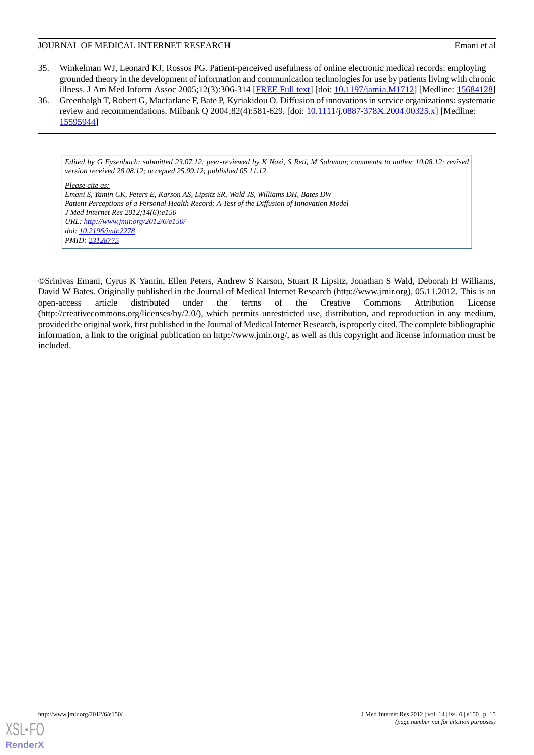35. Winkelman WJ, Leonard KJ, Rossos PG. Patient-perceived usefulness of online electronic medical records: employing grounded theory in the development of information and communication technologies for use by patients living with chronic illness. J Am Med Inform Assoc 2005;12(3):306-314 [FREE Full text] [doi: 10.1197/jamia.M1712] [Medline: 15684128]
36. Greenhalgh T, Robert G, Macfarlane F, Bate P, Kyriakidou O. Diffusion of innovations in service organizations: systematic review and recommendations. Milbank Q 2004;82(4):581-629. [doi: 10.1111/j.0887-378X.2004.00325.x] [Medline: 15595944]

---

*Edited by G Eysenbach; submitted 23.07.12; peer-reviewed by K Nazi, S Reti, M Solomon; comments to author 10.08.12; revised version received 28.08.12; accepted 25.09.12; published 05.11.12*

*Please cite as:*
*Emani S, Yamin CK, Peters E, Karson AS, Lipsitz SR, Wald JS, Williams DH, Bates DW*
*Patient Perceptions of a Personal Health Record: A Test of the Diffusion of Innovation Model*
*J Med Internet Res 2012;14(6):e150*
*URL: http://www.jmir.org/2012/6/e150/*
*doi: 10.2196/jmir.2278*
*PMID: 23128775*

©Srinivas Emani, Cyrus K Yamin, Ellen Peters, Andrew S Karson, Stuart R Lipsitz, Jonathan S Wald, Deborah H Williams, David W Bates. Originally published in the Journal of Medical Internet Research (http://www.jmir.org), 05.11.2012. This is an open-access article distributed under the terms of the Creative Commons Attribution License (http://creativecommons.org/licenses/by/2.0/), which permits unrestricted use, distribution, and reproduction in any medium, provided the original work, first published in the Journal of Medical Internet Research, is properly cited. The complete bibliographic information, a link to the original publication on http://www.jmir.org/, as well as this copyright and license information must be included.